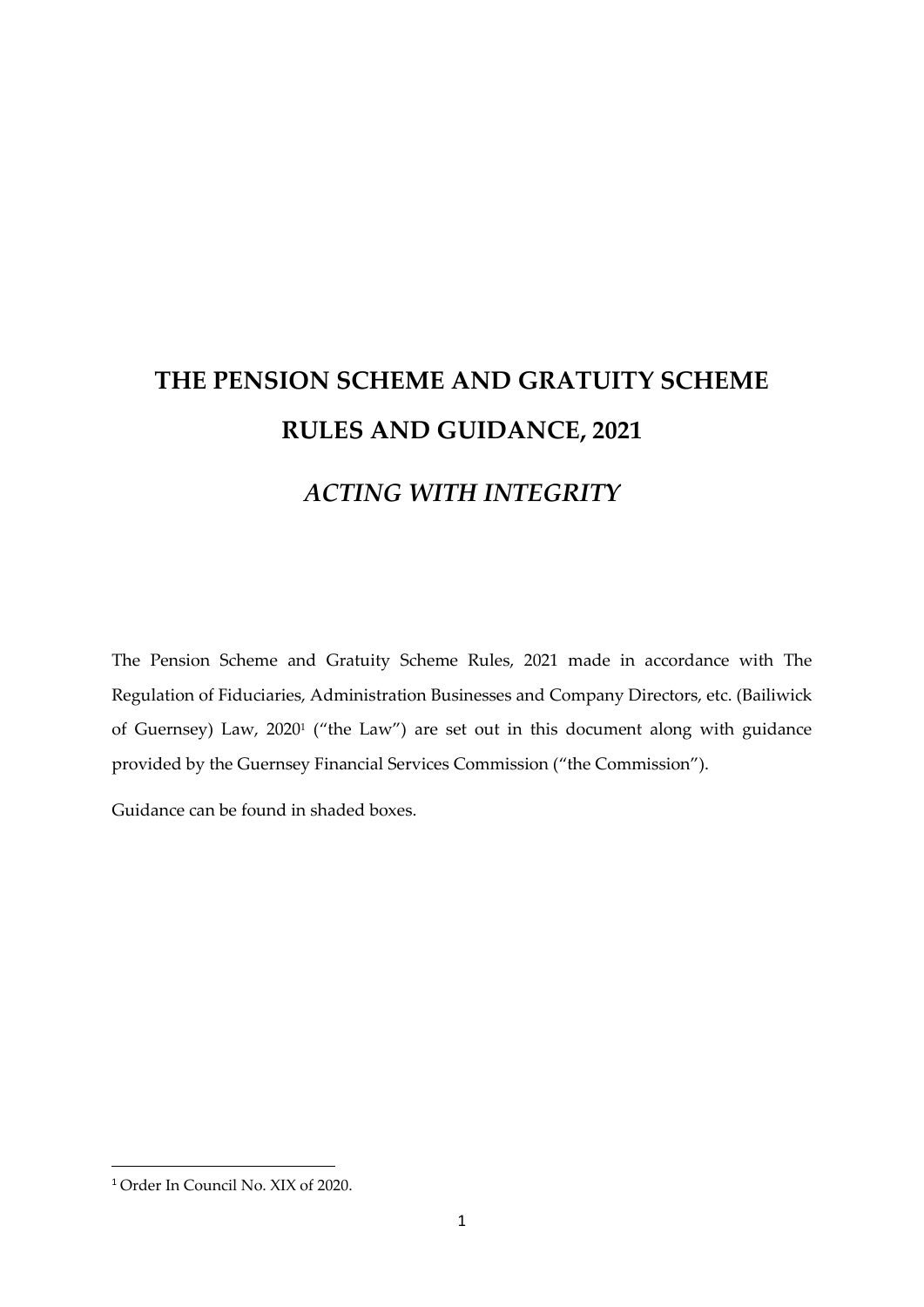# THE PENSION SCHEME AND GRATUITY SCHEME RULES AND GUIDANCE, 2021

## *ACTING WITH INTEGRITY*

The Pension Scheme and Gratuity Scheme Rules, 2021 made in accordance with The Regulation of Fiduciaries, Administration Businesses and Company Directors, etc. (Bailiwick of Guernsey) Law, 2020[1] ("the Law") are set out in this document along with guidance provided by the Guernsey Financial Services Commission ("the Commission").

Guidance can be found in shaded boxes.

---

[1] Order In Council No. XIX of 2020.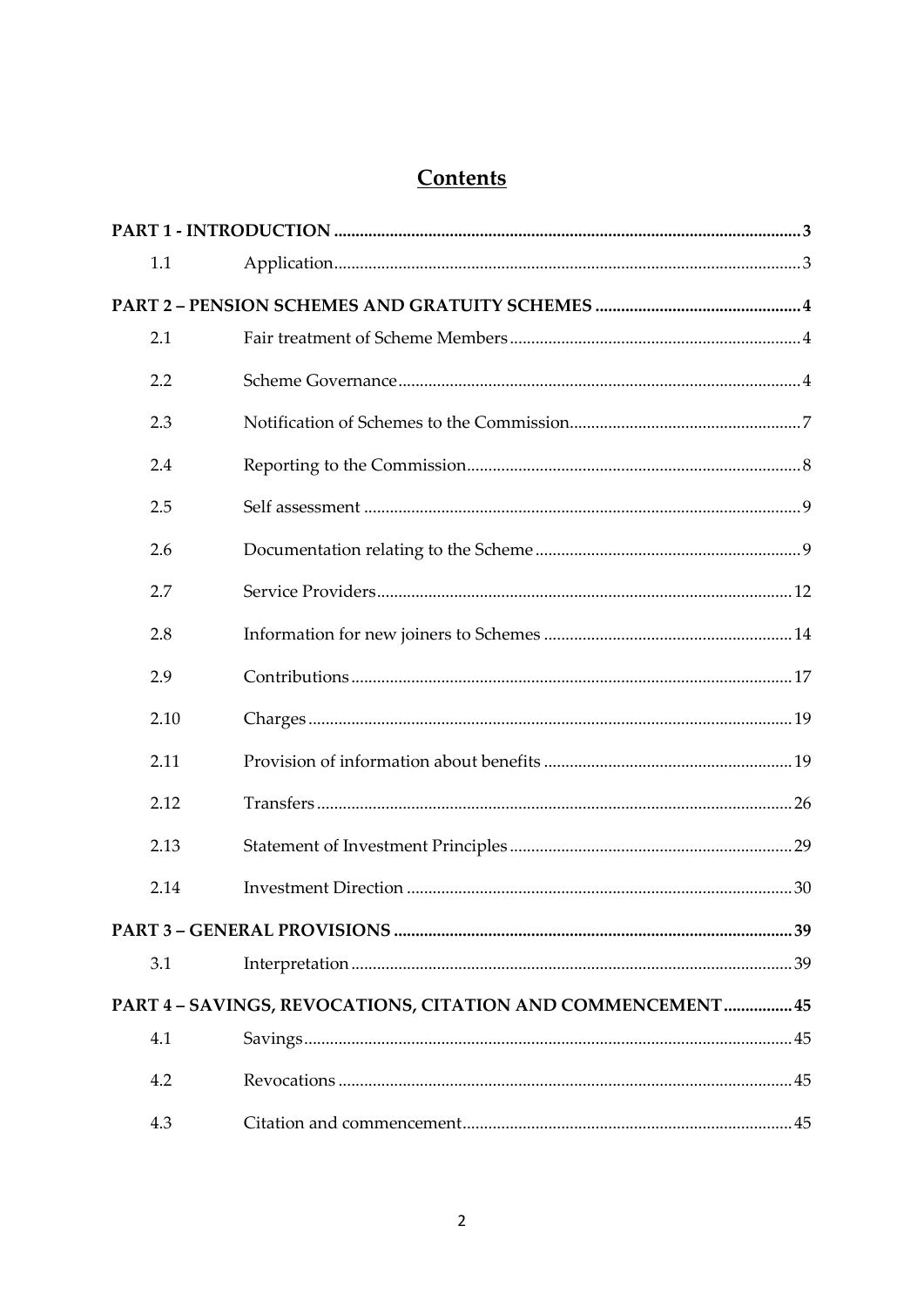# Contents

| | | |
|---|---|---|
| **PART 1 - INTRODUCTION** | | **3** |
| 1.1 | Application | 3 |
| **PART 2 – PENSION SCHEMES AND GRATUITY SCHEMES** | | **4** |
| 2.1 | Fair treatment of Scheme Members | 4 |
| 2.2 | Scheme Governance | 4 |
| 2.3 | Notification of Schemes to the Commission | 7 |
| 2.4 | Reporting to the Commission | 8 |
| 2.5 | Self assessment | 9 |
| 2.6 | Documentation relating to the Scheme | 9 |
| 2.7 | Service Providers | 12 |
| 2.8 | Information for new joiners to Schemes | 14 |
| 2.9 | Contributions | 17 |
| 2.10 | Charges | 19 |
| 2.11 | Provision of information about benefits | 19 |
| 2.12 | Transfers | 26 |
| 2.13 | Statement of Investment Principles | 29 |
| 2.14 | Investment Direction | 30 |
| **PART 3 – GENERAL PROVISIONS** | | **39** |
| 3.1 | Interpretation | 39 |
| **PART 4 – SAVINGS, REVOCATIONS, CITATION AND COMMENCEMENT** | | **45** |
| 4.1 | Savings | 45 |
| 4.2 | Revocations | 45 |
| 4.3 | Citation and commencement | 45 |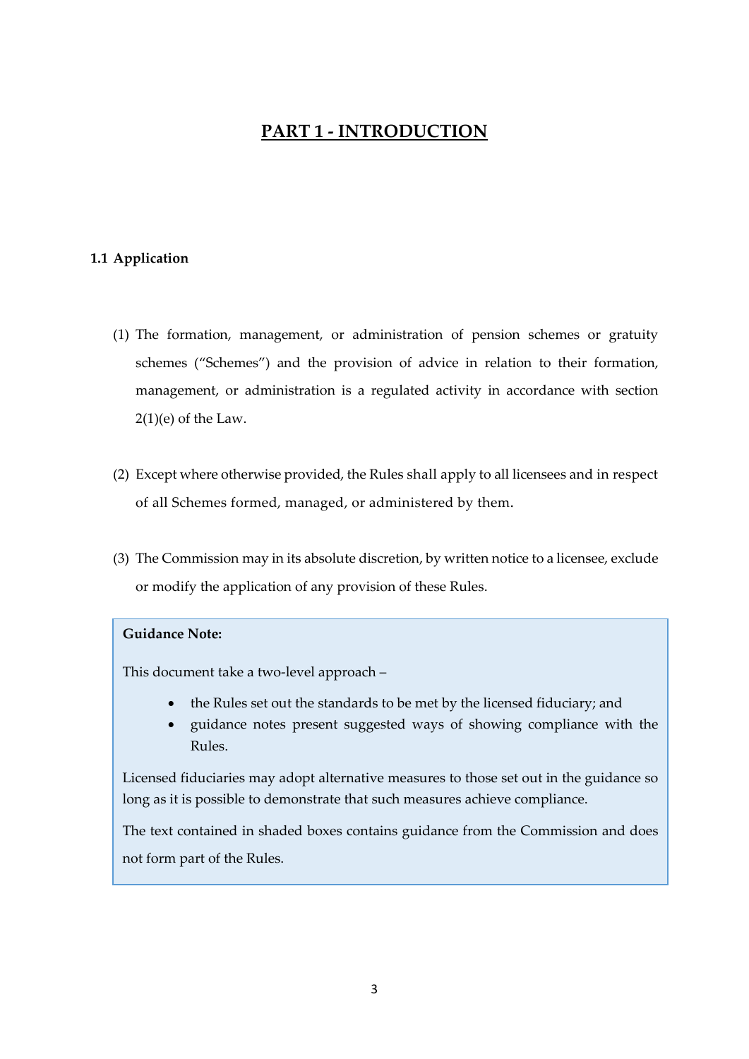# PART 1 - INTRODUCTION

## 1.1 Application

(1) The formation, management, or administration of pension schemes or gratuity schemes ("Schemes") and the provision of advice in relation to their formation, management, or administration is a regulated activity in accordance with section 2(1)(e) of the Law.

(2) Except where otherwise provided, the Rules shall apply to all licensees and in respect of all Schemes formed, managed, or administered by them.

(3) The Commission may in its absolute discretion, by written notice to a licensee, exclude or modify the application of any provision of these Rules.

> **Guidance Note:**
>
> This document take a two-level approach –
>
> - the Rules set out the standards to be met by the licensed fiduciary; and
> - guidance notes present suggested ways of showing compliance with the Rules.
>
> Licensed fiduciaries may adopt alternative measures to those set out in the guidance so long as it is possible to demonstrate that such measures achieve compliance.
>
> The text contained in shaded boxes contains guidance from the Commission and does not form part of the Rules.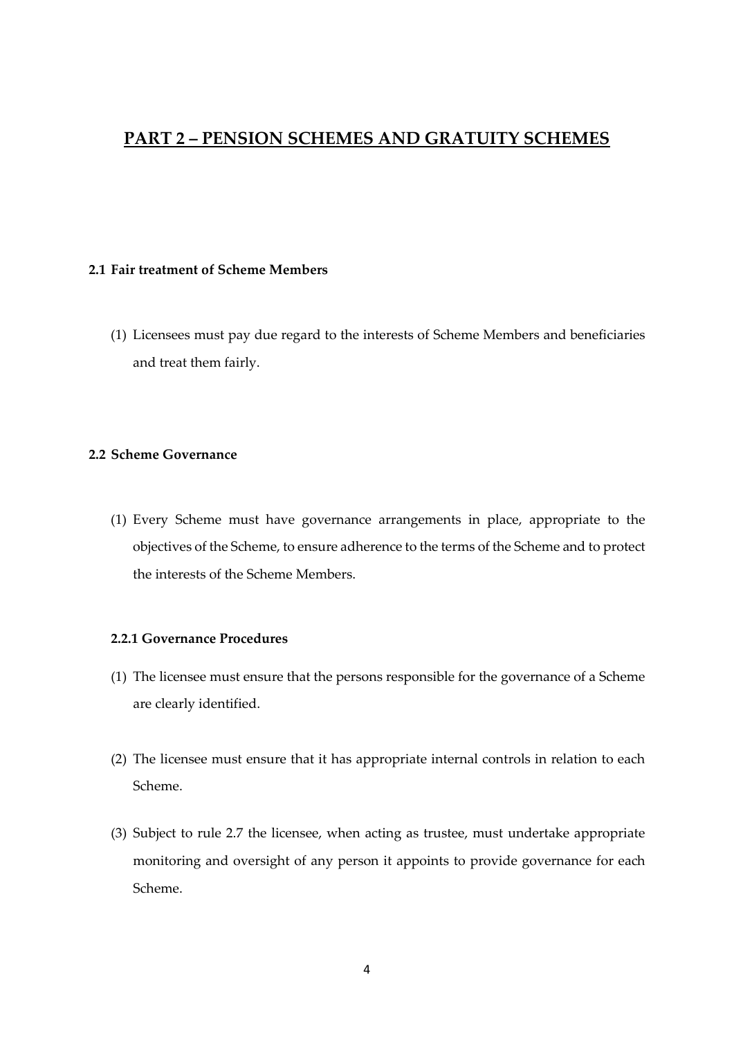# PART 2 – PENSION SCHEMES AND GRATUITY SCHEMES

## 2.1 Fair treatment of Scheme Members

(1) Licensees must pay due regard to the interests of Scheme Members and beneficiaries and treat them fairly.

## 2.2 Scheme Governance

(1) Every Scheme must have governance arrangements in place, appropriate to the objectives of the Scheme, to ensure adherence to the terms of the Scheme and to protect the interests of the Scheme Members.

### 2.2.1 Governance Procedures

(1) The licensee must ensure that the persons responsible for the governance of a Scheme are clearly identified.

(2) The licensee must ensure that it has appropriate internal controls in relation to each Scheme.

(3) Subject to rule 2.7 the licensee, when acting as trustee, must undertake appropriate monitoring and oversight of any person it appoints to provide governance for each Scheme.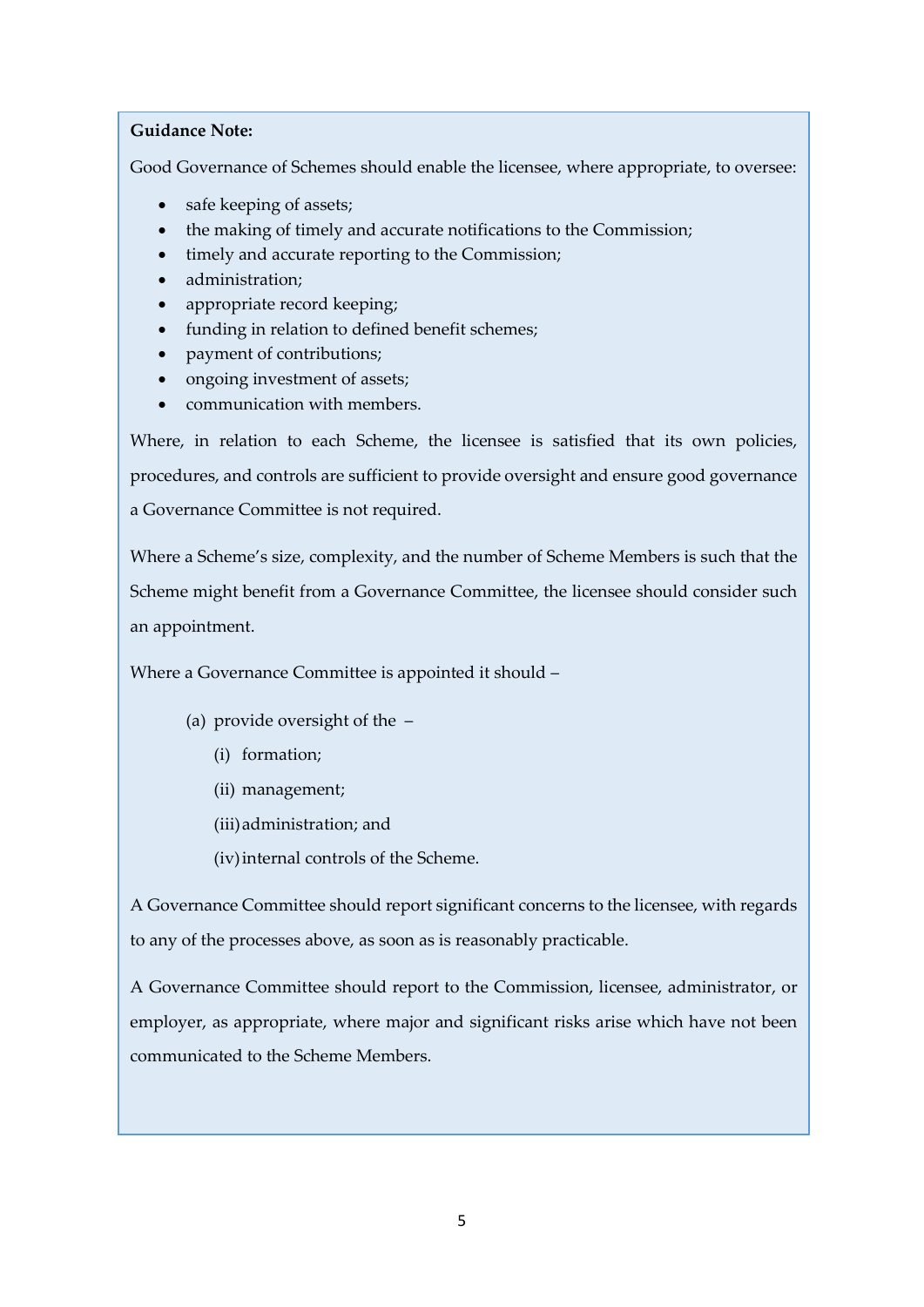**Guidance Note:**

Good Governance of Schemes should enable the licensee, where appropriate, to oversee:

- safe keeping of assets;
- the making of timely and accurate notifications to the Commission;
- timely and accurate reporting to the Commission;
- administration;
- appropriate record keeping;
- funding in relation to defined benefit schemes;
- payment of contributions;
- ongoing investment of assets;
- communication with members.

Where, in relation to each Scheme, the licensee is satisfied that its own policies, procedures, and controls are sufficient to provide oversight and ensure good governance a Governance Committee is not required.

Where a Scheme's size, complexity, and the number of Scheme Members is such that the Scheme might benefit from a Governance Committee, the licensee should consider such an appointment.

Where a Governance Committee is appointed it should –

(a) provide oversight of the –

(i) formation;

(ii) management;

(iii) administration; and

(iv) internal controls of the Scheme.

A Governance Committee should report significant concerns to the licensee, with regards to any of the processes above, as soon as is reasonably practicable.

A Governance Committee should report to the Commission, licensee, administrator, or employer, as appropriate, where major and significant risks arise which have not been communicated to the Scheme Members.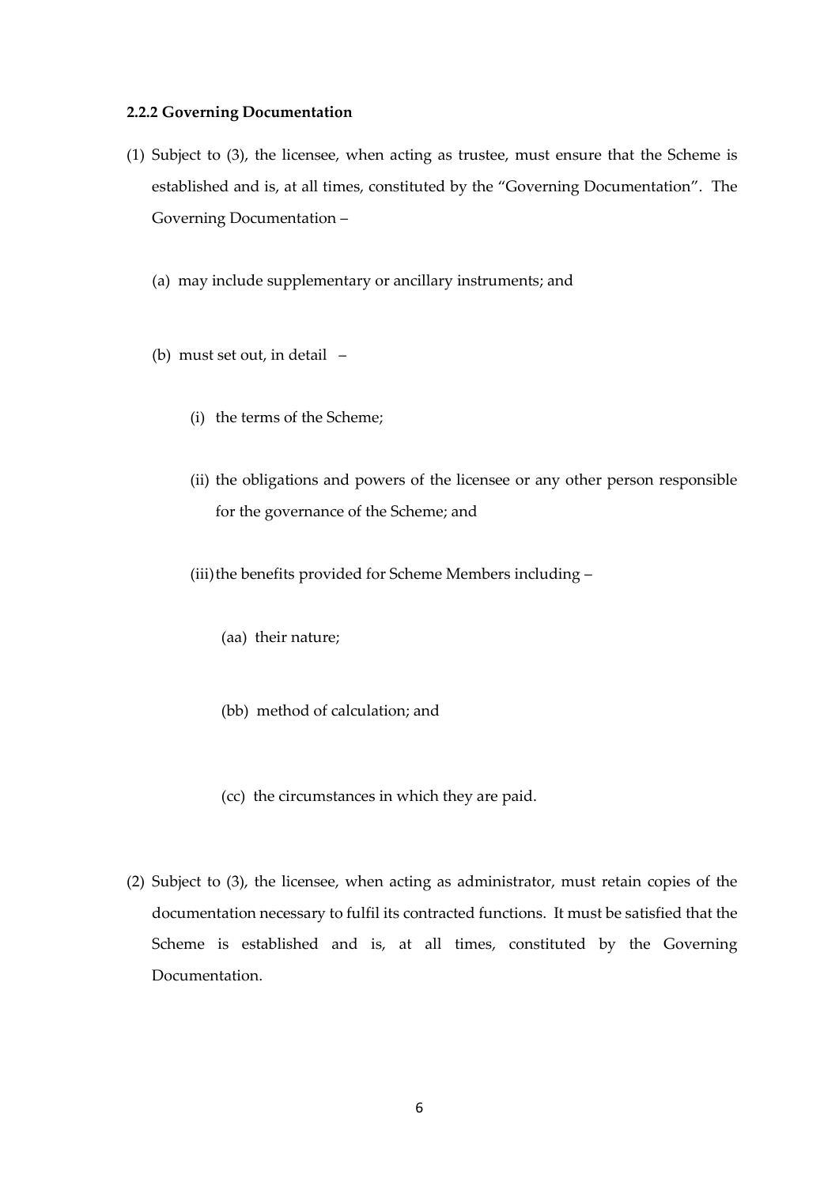**2.2.2 Governing Documentation**

(1) Subject to (3), the licensee, when acting as trustee, must ensure that the Scheme is established and is, at all times, constituted by the "Governing Documentation". The Governing Documentation –

  (a) may include supplementary or ancillary instruments; and

  (b) must set out, in detail –

    (i) the terms of the Scheme;

    (ii) the obligations and powers of the licensee or any other person responsible for the governance of the Scheme; and

    (iii) the benefits provided for Scheme Members including –

      (aa) their nature;

      (bb) method of calculation; and

      (cc) the circumstances in which they are paid.

(2) Subject to (3), the licensee, when acting as administrator, must retain copies of the documentation necessary to fulfil its contracted functions. It must be satisfied that the Scheme is established and is, at all times, constituted by the Governing Documentation.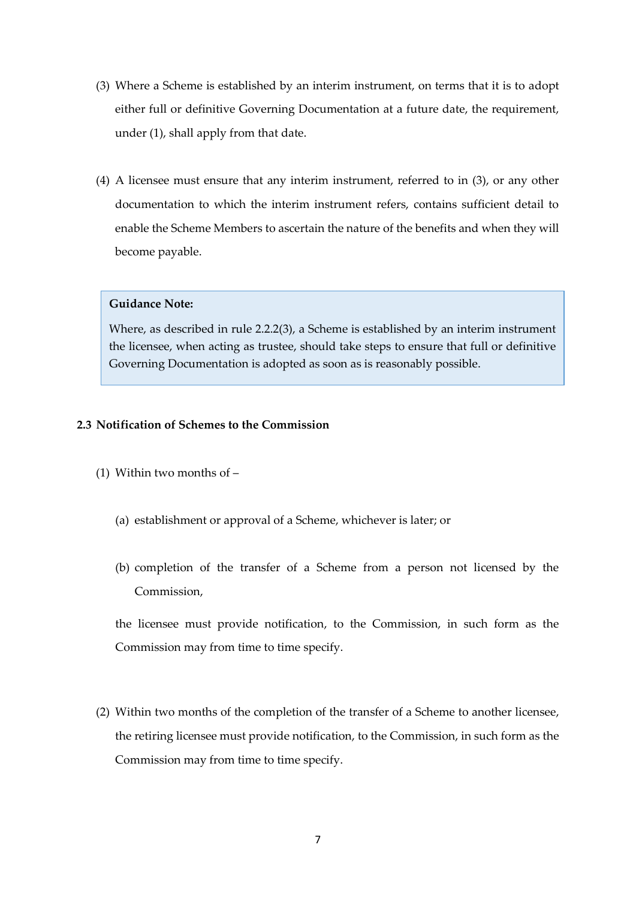(3) Where a Scheme is established by an interim instrument, on terms that it is to adopt either full or definitive Governing Documentation at a future date, the requirement, under (1), shall apply from that date.

(4) A licensee must ensure that any interim instrument, referred to in (3), or any other documentation to which the interim instrument refers, contains sufficient detail to enable the Scheme Members to ascertain the nature of the benefits and when they will become payable.

> **Guidance Note:**
>
> Where, as described in rule 2.2.2(3), a Scheme is established by an interim instrument the licensee, when acting as trustee, should take steps to ensure that full or definitive Governing Documentation is adopted as soon as is reasonably possible.

### 2.3 Notification of Schemes to the Commission

(1) Within two months of –

(a) establishment or approval of a Scheme, whichever is later; or

(b) completion of the transfer of a Scheme from a person not licensed by the Commission,

the licensee must provide notification, to the Commission, in such form as the Commission may from time to time specify.

(2) Within two months of the completion of the transfer of a Scheme to another licensee, the retiring licensee must provide notification, to the Commission, in such form as the Commission may from time to time specify.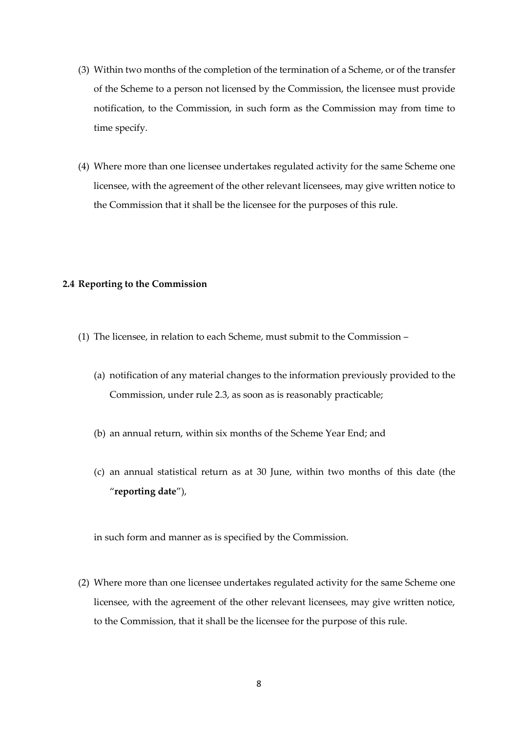(3) Within two months of the completion of the termination of a Scheme, or of the transfer of the Scheme to a person not licensed by the Commission, the licensee must provide notification, to the Commission, in such form as the Commission may from time to time specify.

(4) Where more than one licensee undertakes regulated activity for the same Scheme one licensee, with the agreement of the other relevant licensees, may give written notice to the Commission that it shall be the licensee for the purposes of this rule.

### 2.4 Reporting to the Commission

(1) The licensee, in relation to each Scheme, must submit to the Commission –

(a) notification of any material changes to the information previously provided to the Commission, under rule 2.3, as soon as is reasonably practicable;

(b) an annual return, within six months of the Scheme Year End; and

(c) an annual statistical return as at 30 June, within two months of this date (the "**reporting date**"),

in such form and manner as is specified by the Commission.

(2) Where more than one licensee undertakes regulated activity for the same Scheme one licensee, with the agreement of the other relevant licensees, may give written notice, to the Commission, that it shall be the licensee for the purpose of this rule.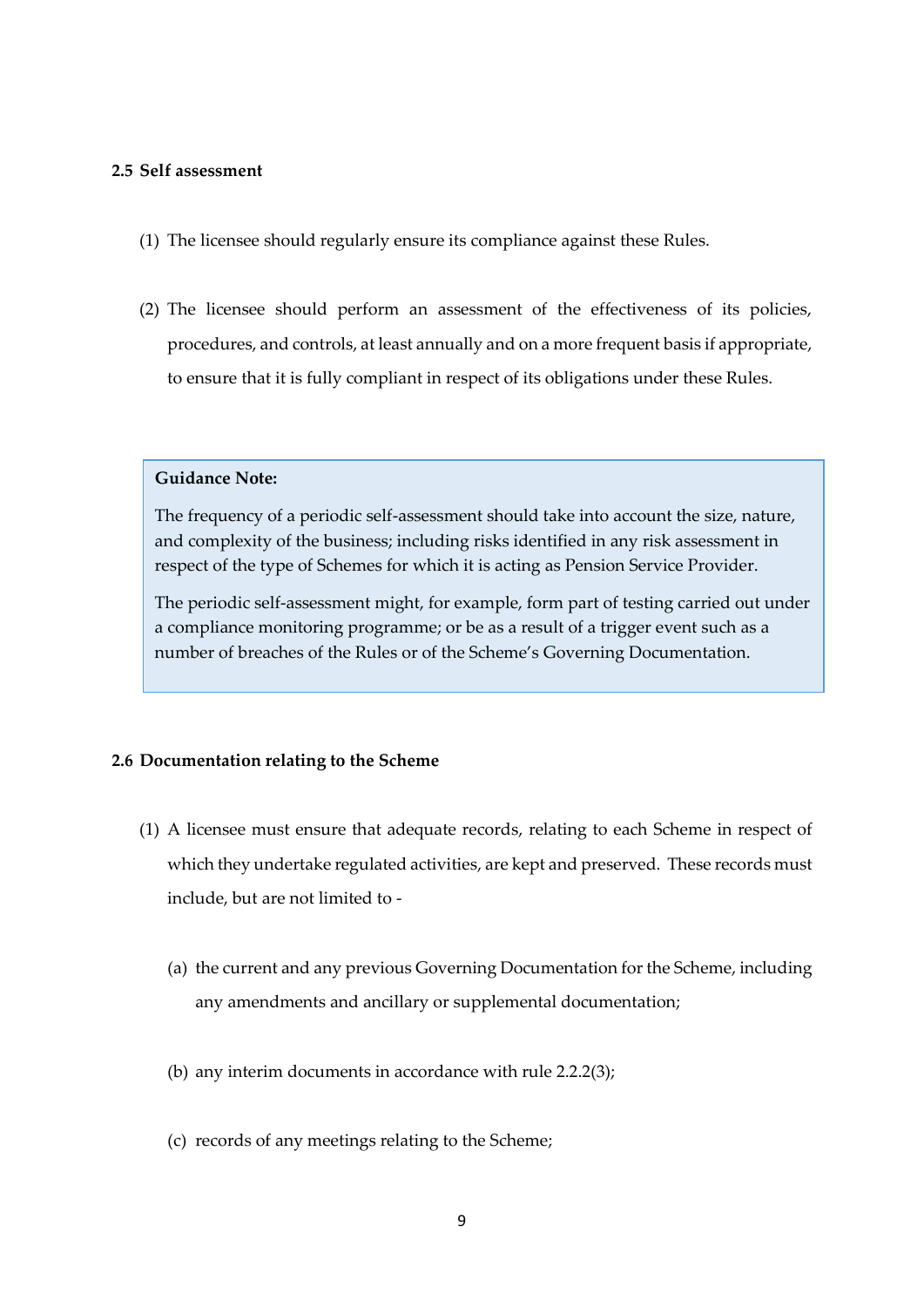### 2.5 Self assessment

(1) The licensee should regularly ensure its compliance against these Rules.

(2) The licensee should perform an assessment of the effectiveness of its policies, procedures, and controls, at least annually and on a more frequent basis if appropriate, to ensure that it is fully compliant in respect of its obligations under these Rules.

> **Guidance Note:**
>
> The frequency of a periodic self-assessment should take into account the size, nature, and complexity of the business; including risks identified in any risk assessment in respect of the type of Schemes for which it is acting as Pension Service Provider.
>
> The periodic self-assessment might, for example, form part of testing carried out under a compliance monitoring programme; or be as a result of a trigger event such as a number of breaches of the Rules or of the Scheme's Governing Documentation.

### 2.6 Documentation relating to the Scheme

(1) A licensee must ensure that adequate records, relating to each Scheme in respect of which they undertake regulated activities, are kept and preserved. These records must include, but are not limited to -

(a) the current and any previous Governing Documentation for the Scheme, including any amendments and ancillary or supplemental documentation;

(b) any interim documents in accordance with rule 2.2.2(3);

(c) records of any meetings relating to the Scheme;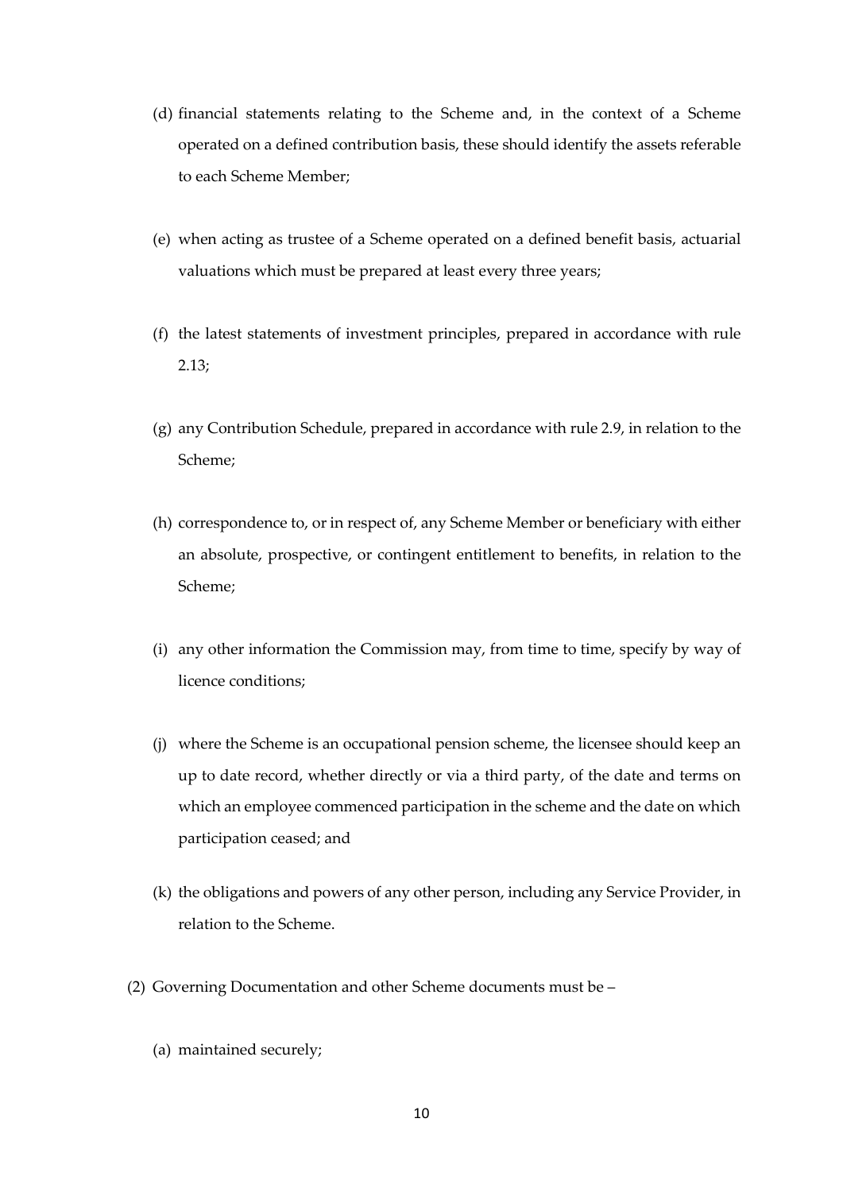(d) financial statements relating to the Scheme and, in the context of a Scheme operated on a defined contribution basis, these should identify the assets referable to each Scheme Member;

(e) when acting as trustee of a Scheme operated on a defined benefit basis, actuarial valuations which must be prepared at least every three years;

(f) the latest statements of investment principles, prepared in accordance with rule 2.13;

(g) any Contribution Schedule, prepared in accordance with rule 2.9, in relation to the Scheme;

(h) correspondence to, or in respect of, any Scheme Member or beneficiary with either an absolute, prospective, or contingent entitlement to benefits, in relation to the Scheme;

(i) any other information the Commission may, from time to time, specify by way of licence conditions;

(j) where the Scheme is an occupational pension scheme, the licensee should keep an up to date record, whether directly or via a third party, of the date and terms on which an employee commenced participation in the scheme and the date on which participation ceased; and

(k) the obligations and powers of any other person, including any Service Provider, in relation to the Scheme.

(2) Governing Documentation and other Scheme documents must be –

(a) maintained securely;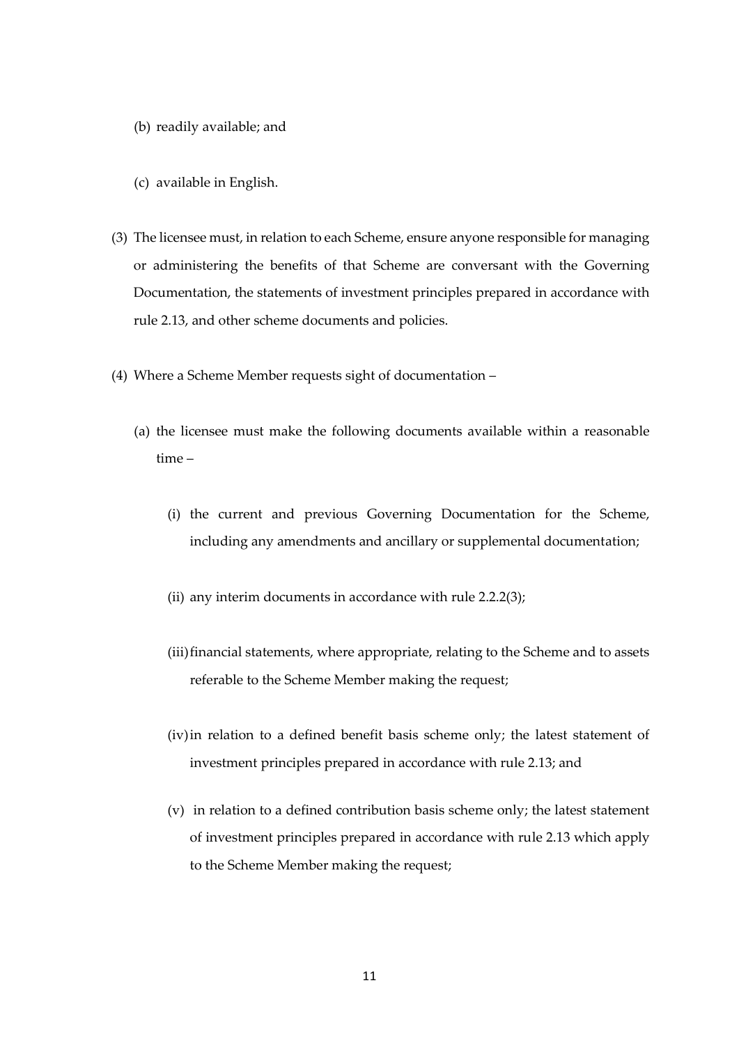(b) readily available; and

(c) available in English.

(3) The licensee must, in relation to each Scheme, ensure anyone responsible for managing or administering the benefits of that Scheme are conversant with the Governing Documentation, the statements of investment principles prepared in accordance with rule 2.13, and other scheme documents and policies.

(4) Where a Scheme Member requests sight of documentation –

(a) the licensee must make the following documents available within a reasonable time –

(i) the current and previous Governing Documentation for the Scheme, including any amendments and ancillary or supplemental documentation;

(ii) any interim documents in accordance with rule 2.2.2(3);

(iii) financial statements, where appropriate, relating to the Scheme and to assets referable to the Scheme Member making the request;

(iv) in relation to a defined benefit basis scheme only; the latest statement of investment principles prepared in accordance with rule 2.13; and

(v) in relation to a defined contribution basis scheme only; the latest statement of investment principles prepared in accordance with rule 2.13 which apply to the Scheme Member making the request;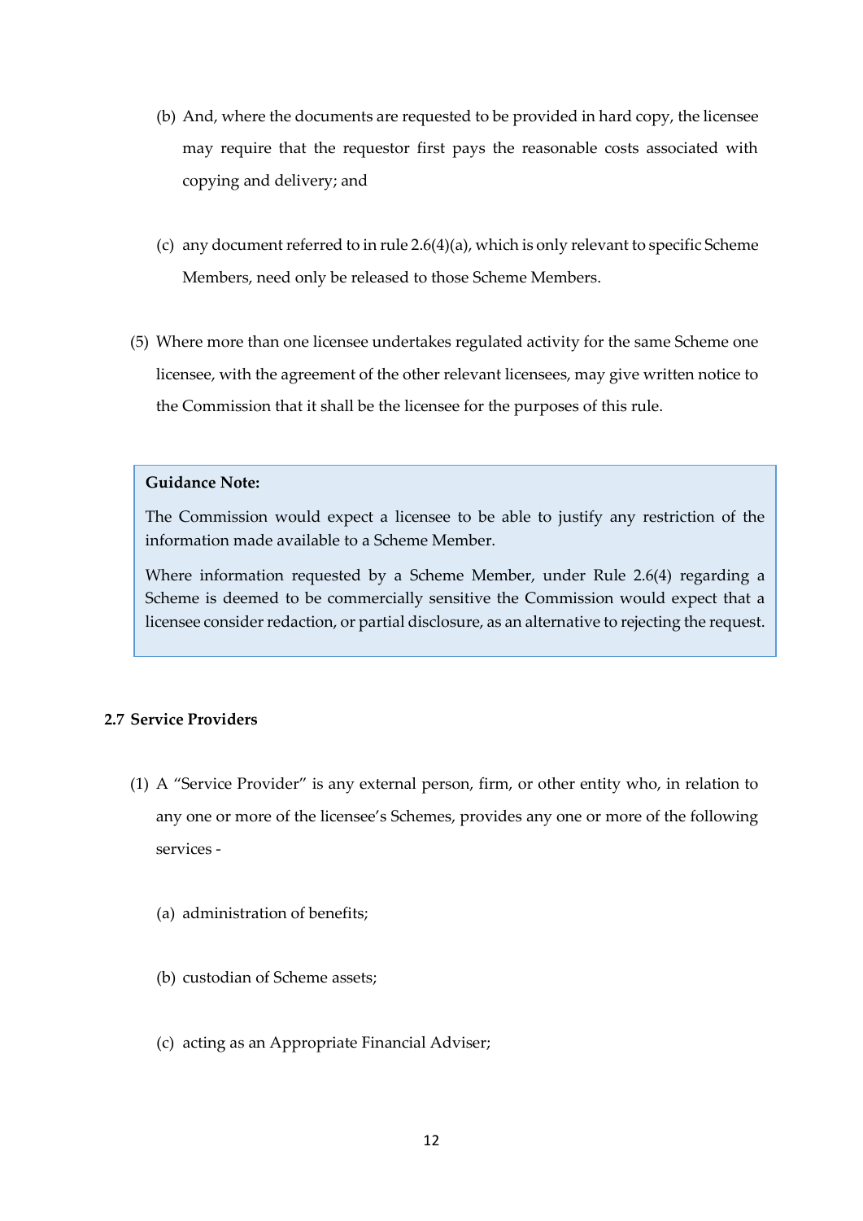(b) And, where the documents are requested to be provided in hard copy, the licensee may require that the requestor first pays the reasonable costs associated with copying and delivery; and

(c) any document referred to in rule 2.6(4)(a), which is only relevant to specific Scheme Members, need only be released to those Scheme Members.

(5) Where more than one licensee undertakes regulated activity for the same Scheme one licensee, with the agreement of the other relevant licensees, may give written notice to the Commission that it shall be the licensee for the purposes of this rule.

> **Guidance Note:**
>
> The Commission would expect a licensee to be able to justify any restriction of the information made available to a Scheme Member.
>
> Where information requested by a Scheme Member, under Rule 2.6(4) regarding a Scheme is deemed to be commercially sensitive the Commission would expect that a licensee consider redaction, or partial disclosure, as an alternative to rejecting the request.

### 2.7 Service Providers

(1) A "Service Provider" is any external person, firm, or other entity who, in relation to any one or more of the licensee's Schemes, provides any one or more of the following services -

(a) administration of benefits;

(b) custodian of Scheme assets;

(c) acting as an Appropriate Financial Adviser;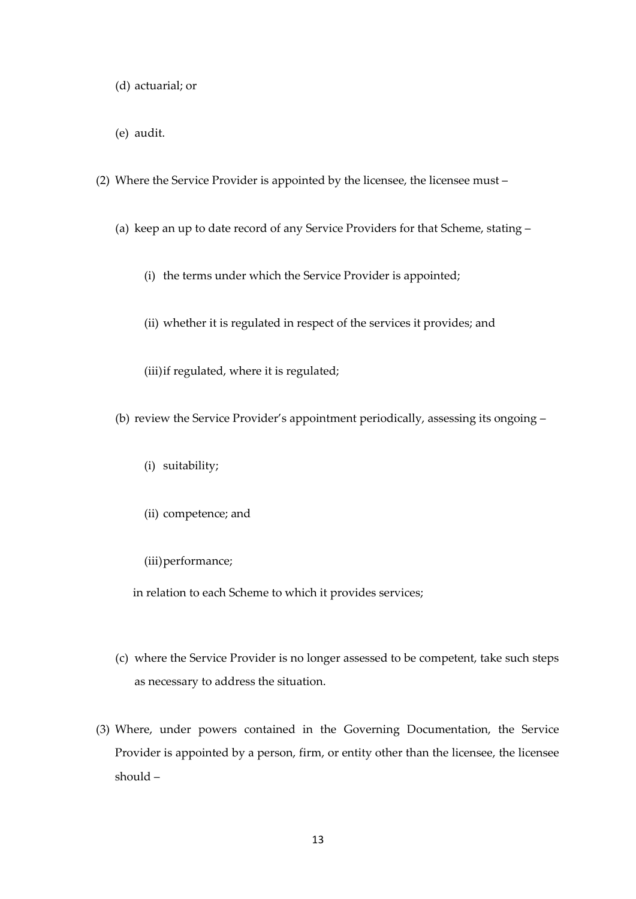(d) actuarial; or

(e) audit.

(2) Where the Service Provider is appointed by the licensee, the licensee must –

(a) keep an up to date record of any Service Providers for that Scheme, stating –

(i) the terms under which the Service Provider is appointed;

(ii) whether it is regulated in respect of the services it provides; and

(iii) if regulated, where it is regulated;

(b) review the Service Provider's appointment periodically, assessing its ongoing –

(i) suitability;

(ii) competence; and

(iii) performance;

in relation to each Scheme to which it provides services;

(c) where the Service Provider is no longer assessed to be competent, take such steps as necessary to address the situation.

(3) Where, under powers contained in the Governing Documentation, the Service Provider is appointed by a person, firm, or entity other than the licensee, the licensee should –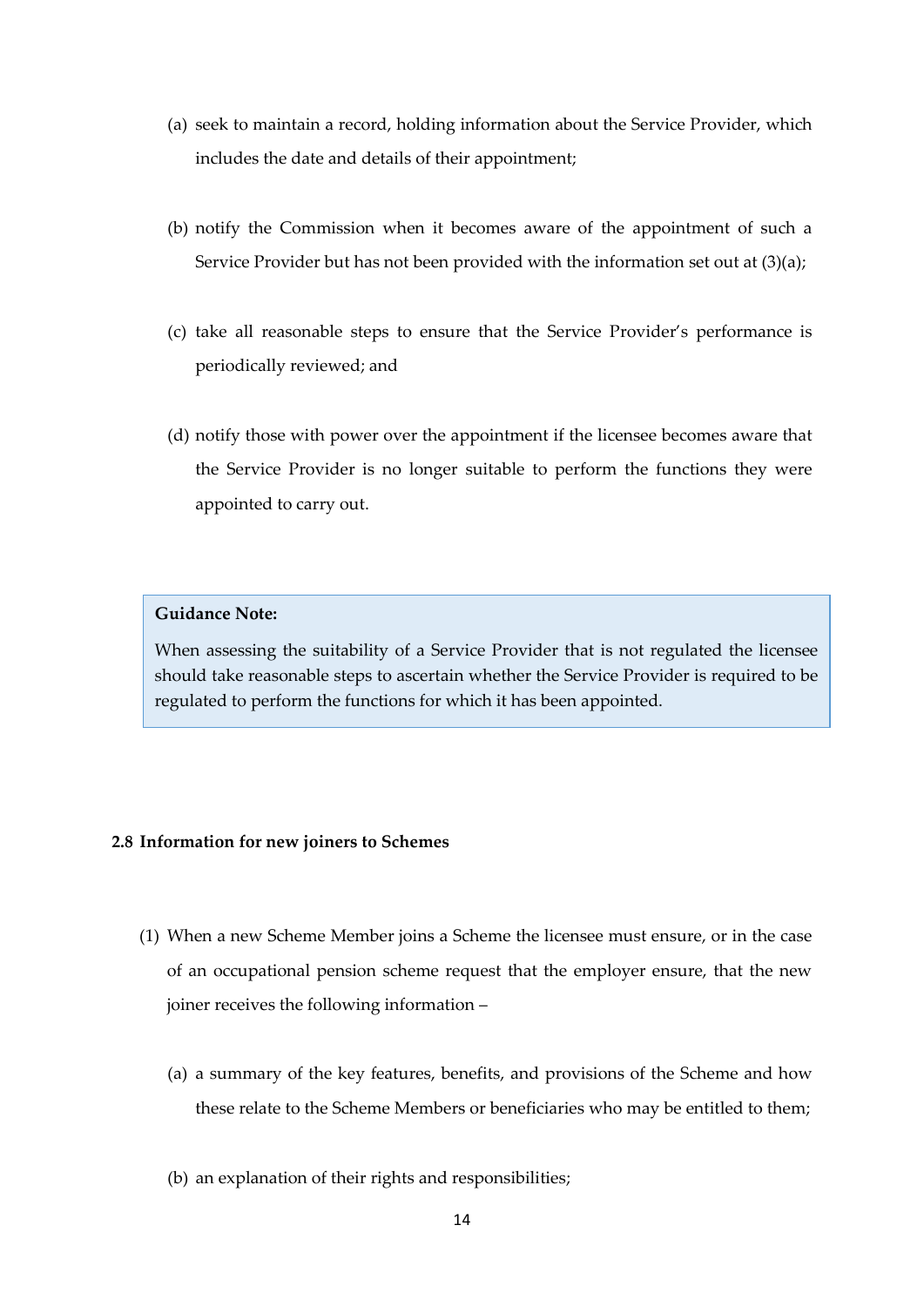(a) seek to maintain a record, holding information about the Service Provider, which includes the date and details of their appointment;

(b) notify the Commission when it becomes aware of the appointment of such a Service Provider but has not been provided with the information set out at (3)(a);

(c) take all reasonable steps to ensure that the Service Provider's performance is periodically reviewed; and

(d) notify those with power over the appointment if the licensee becomes aware that the Service Provider is no longer suitable to perform the functions they were appointed to carry out.

> **Guidance Note:**
>
> When assessing the suitability of a Service Provider that is not regulated the licensee should take reasonable steps to ascertain whether the Service Provider is required to be regulated to perform the functions for which it has been appointed.

### 2.8 Information for new joiners to Schemes

(1) When a new Scheme Member joins a Scheme the licensee must ensure, or in the case of an occupational pension scheme request that the employer ensure, that the new joiner receives the following information –

(a) a summary of the key features, benefits, and provisions of the Scheme and how these relate to the Scheme Members or beneficiaries who may be entitled to them;

(b) an explanation of their rights and responsibilities;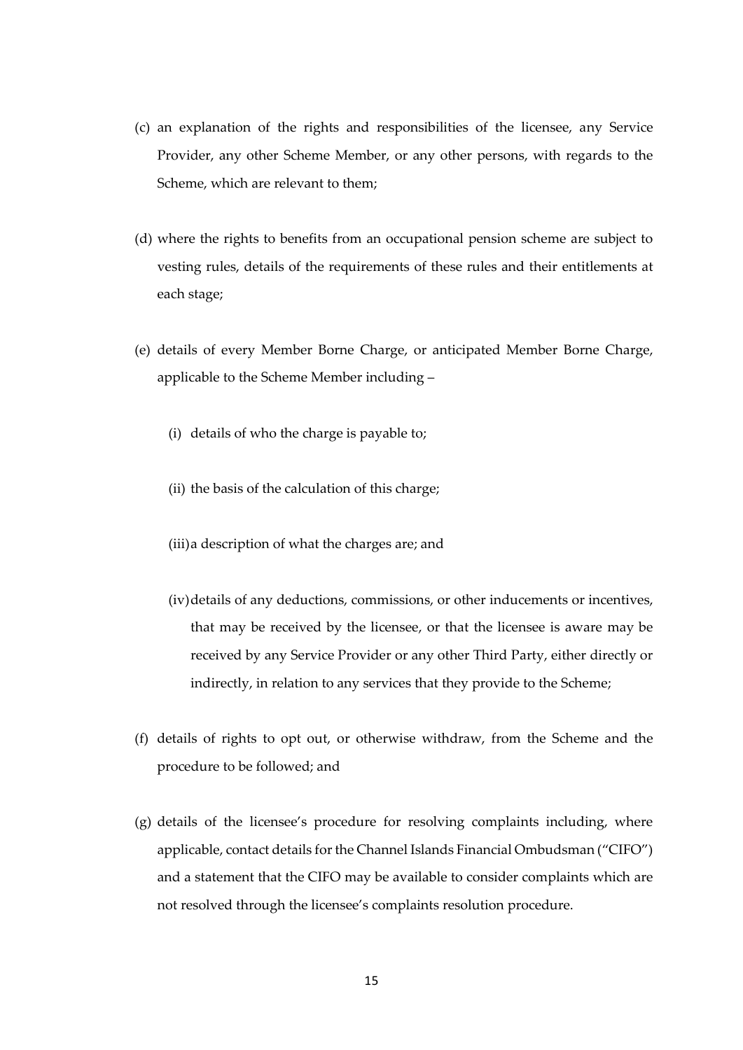(c) an explanation of the rights and responsibilities of the licensee, any Service Provider, any other Scheme Member, or any other persons, with regards to the Scheme, which are relevant to them;

(d) where the rights to benefits from an occupational pension scheme are subject to vesting rules, details of the requirements of these rules and their entitlements at each stage;

(e) details of every Member Borne Charge, or anticipated Member Borne Charge, applicable to the Scheme Member including –

  (i) details of who the charge is payable to;

  (ii) the basis of the calculation of this charge;

  (iii) a description of what the charges are; and

  (iv) details of any deductions, commissions, or other inducements or incentives, that may be received by the licensee, or that the licensee is aware may be received by any Service Provider or any other Third Party, either directly or indirectly, in relation to any services that they provide to the Scheme;

(f) details of rights to opt out, or otherwise withdraw, from the Scheme and the procedure to be followed; and

(g) details of the licensee's procedure for resolving complaints including, where applicable, contact details for the Channel Islands Financial Ombudsman ("CIFO") and a statement that the CIFO may be available to consider complaints which are not resolved through the licensee's complaints resolution procedure.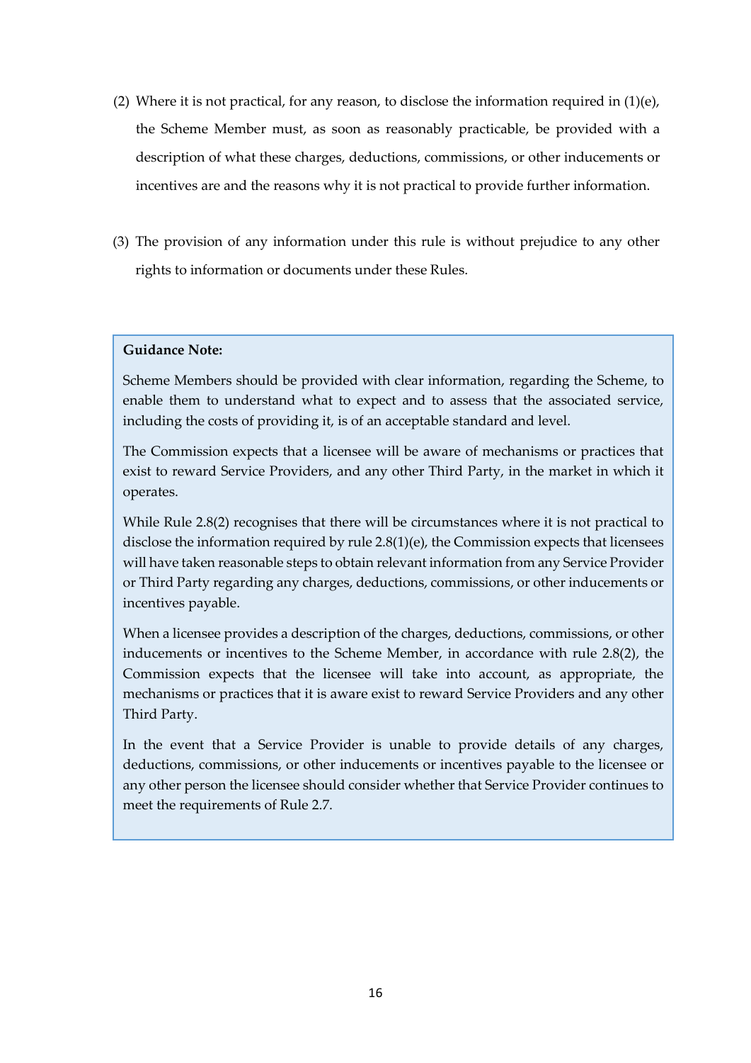(2) Where it is not practical, for any reason, to disclose the information required in (1)(e), the Scheme Member must, as soon as reasonably practicable, be provided with a description of what these charges, deductions, commissions, or other inducements or incentives are and the reasons why it is not practical to provide further information.

(3) The provision of any information under this rule is without prejudice to any other rights to information or documents under these Rules.

> **Guidance Note:**
>
> Scheme Members should be provided with clear information, regarding the Scheme, to enable them to understand what to expect and to assess that the associated service, including the costs of providing it, is of an acceptable standard and level.
>
> The Commission expects that a licensee will be aware of mechanisms or practices that exist to reward Service Providers, and any other Third Party, in the market in which it operates.
>
> While Rule 2.8(2) recognises that there will be circumstances where it is not practical to disclose the information required by rule 2.8(1)(e), the Commission expects that licensees will have taken reasonable steps to obtain relevant information from any Service Provider or Third Party regarding any charges, deductions, commissions, or other inducements or incentives payable.
>
> When a licensee provides a description of the charges, deductions, commissions, or other inducements or incentives to the Scheme Member, in accordance with rule 2.8(2), the Commission expects that the licensee will take into account, as appropriate, the mechanisms or practices that it is aware exist to reward Service Providers and any other Third Party.
>
> In the event that a Service Provider is unable to provide details of any charges, deductions, commissions, or other inducements or incentives payable to the licensee or any other person the licensee should consider whether that Service Provider continues to meet the requirements of Rule 2.7.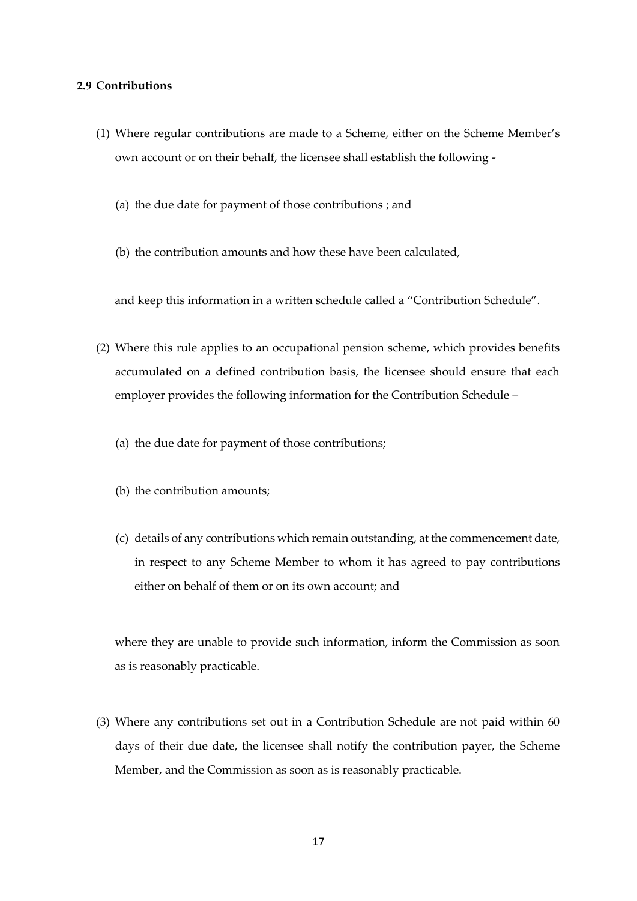**2.9 Contributions**

(1) Where regular contributions are made to a Scheme, either on the Scheme Member's own account or on their behalf, the licensee shall establish the following -

(a) the due date for payment of those contributions ; and

(b) the contribution amounts and how these have been calculated,

and keep this information in a written schedule called a "Contribution Schedule".

(2) Where this rule applies to an occupational pension scheme, which provides benefits accumulated on a defined contribution basis, the licensee should ensure that each employer provides the following information for the Contribution Schedule –

(a) the due date for payment of those contributions;

(b) the contribution amounts;

(c) details of any contributions which remain outstanding, at the commencement date, in respect to any Scheme Member to whom it has agreed to pay contributions either on behalf of them or on its own account; and

where they are unable to provide such information, inform the Commission as soon as is reasonably practicable.

(3) Where any contributions set out in a Contribution Schedule are not paid within 60 days of their due date, the licensee shall notify the contribution payer, the Scheme Member, and the Commission as soon as is reasonably practicable.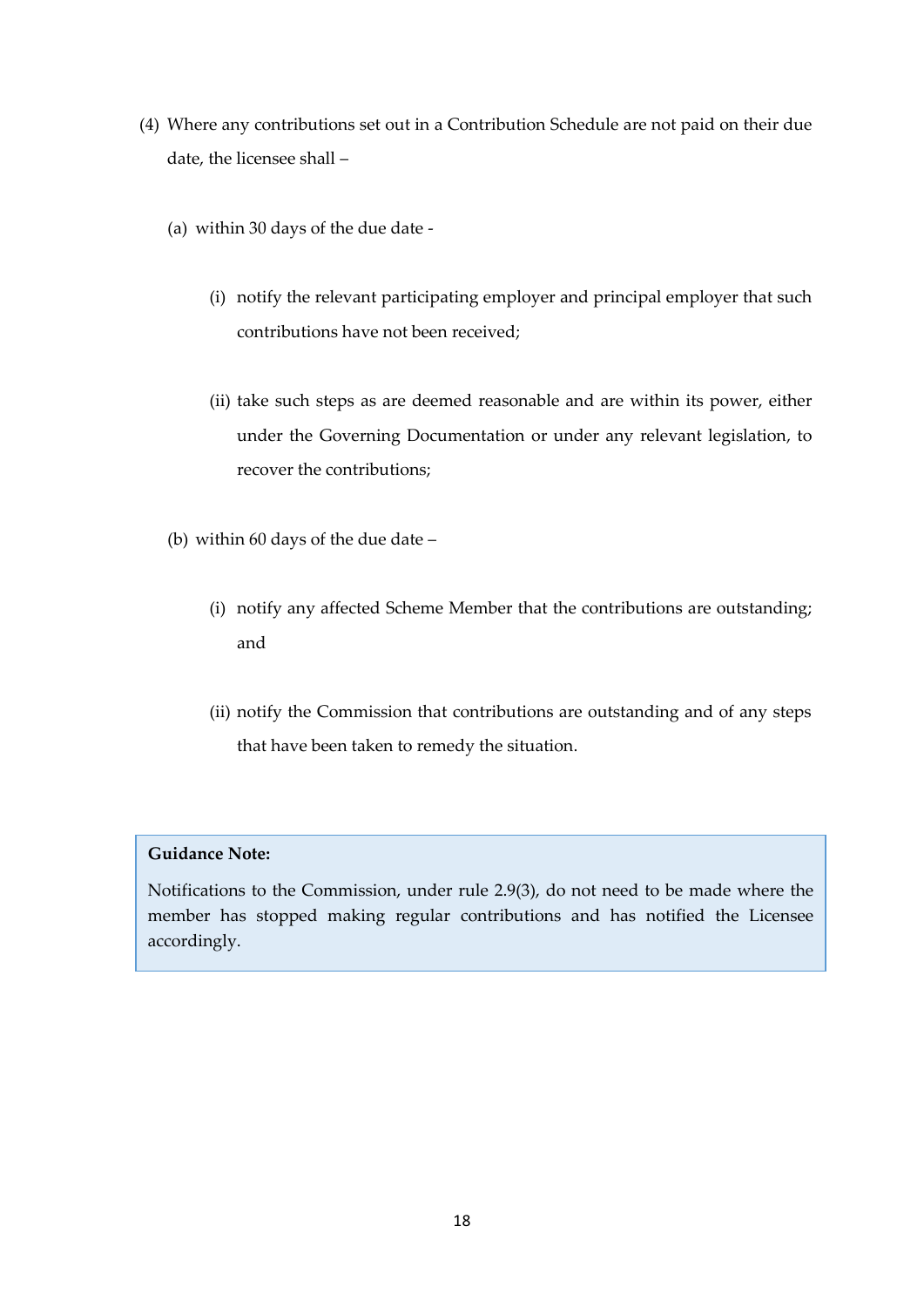(4) Where any contributions set out in a Contribution Schedule are not paid on their due date, the licensee shall –

   (a) within 30 days of the due date -

      (i) notify the relevant participating employer and principal employer that such contributions have not been received;

      (ii) take such steps as are deemed reasonable and are within its power, either under the Governing Documentation or under any relevant legislation, to recover the contributions;

   (b) within 60 days of the due date –

      (i) notify any affected Scheme Member that the contributions are outstanding; and

      (ii) notify the Commission that contributions are outstanding and of any steps that have been taken to remedy the situation.

> **Guidance Note:**
>
> Notifications to the Commission, under rule 2.9(3), do not need to be made where the member has stopped making regular contributions and has notified the Licensee accordingly.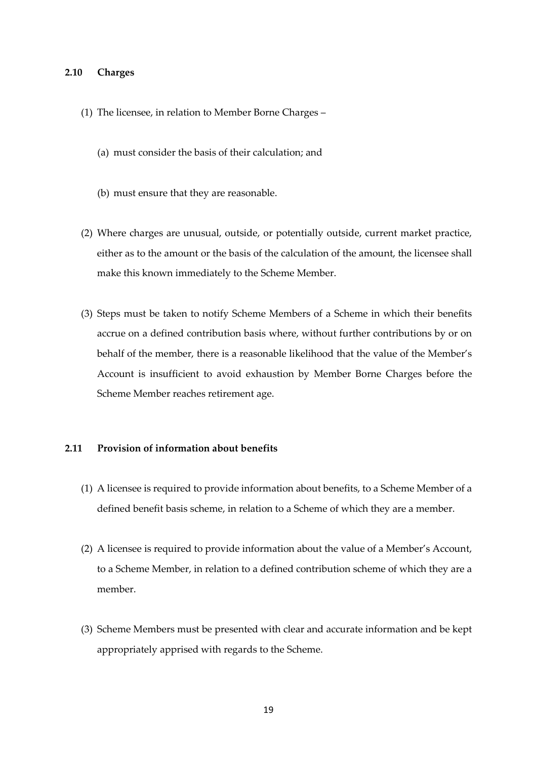### 2.10 Charges

(1) The licensee, in relation to Member Borne Charges –

(a) must consider the basis of their calculation; and

(b) must ensure that they are reasonable.

(2) Where charges are unusual, outside, or potentially outside, current market practice, either as to the amount or the basis of the calculation of the amount, the licensee shall make this known immediately to the Scheme Member.

(3) Steps must be taken to notify Scheme Members of a Scheme in which their benefits accrue on a defined contribution basis where, without further contributions by or on behalf of the member, there is a reasonable likelihood that the value of the Member's Account is insufficient to avoid exhaustion by Member Borne Charges before the Scheme Member reaches retirement age.

### 2.11 Provision of information about benefits

(1) A licensee is required to provide information about benefits, to a Scheme Member of a defined benefit basis scheme, in relation to a Scheme of which they are a member.

(2) A licensee is required to provide information about the value of a Member's Account, to a Scheme Member, in relation to a defined contribution scheme of which they are a member.

(3) Scheme Members must be presented with clear and accurate information and be kept appropriately apprised with regards to the Scheme.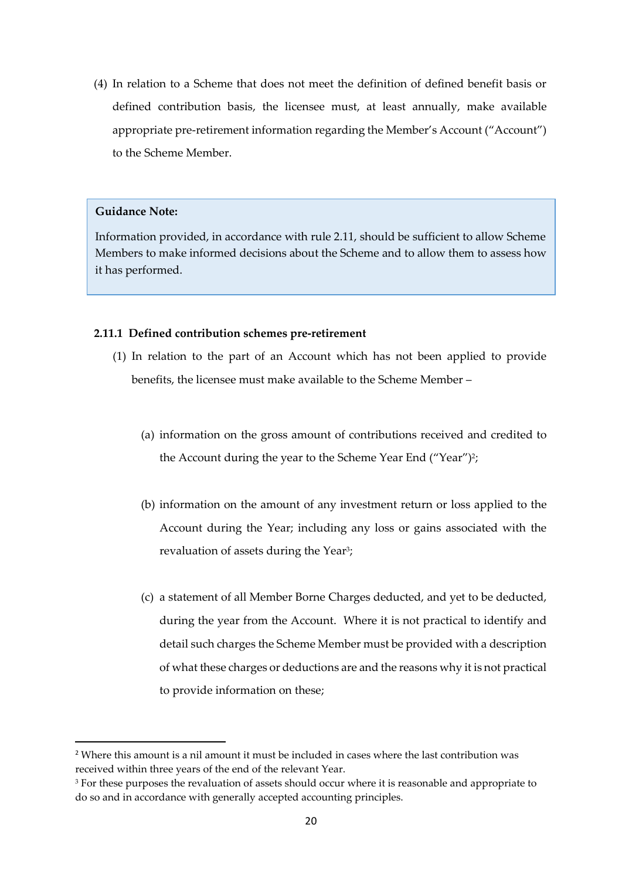(4) In relation to a Scheme that does not meet the definition of defined benefit basis or defined contribution basis, the licensee must, at least annually, make available appropriate pre-retirement information regarding the Member's Account ("Account") to the Scheme Member.

> **Guidance Note:**
>
> Information provided, in accordance with rule 2.11, should be sufficient to allow Scheme Members to make informed decisions about the Scheme and to allow them to assess how it has performed.

#### 2.11.1 Defined contribution schemes pre-retirement

(1) In relation to the part of an Account which has not been applied to provide benefits, the licensee must make available to the Scheme Member –

(a) information on the gross amount of contributions received and credited to the Account during the year to the Scheme Year End ("Year")[2];

(b) information on the amount of any investment return or loss applied to the Account during the Year; including any loss or gains associated with the revaluation of assets during the Year[3];

(c) a statement of all Member Borne Charges deducted, and yet to be deducted, during the year from the Account. Where it is not practical to identify and detail such charges the Scheme Member must be provided with a description of what these charges or deductions are and the reasons why it is not practical to provide information on these;

---

[2] Where this amount is a nil amount it must be included in cases where the last contribution was received within three years of the end of the relevant Year.

[3] For these purposes the revaluation of assets should occur where it is reasonable and appropriate to do so and in accordance with generally accepted accounting principles.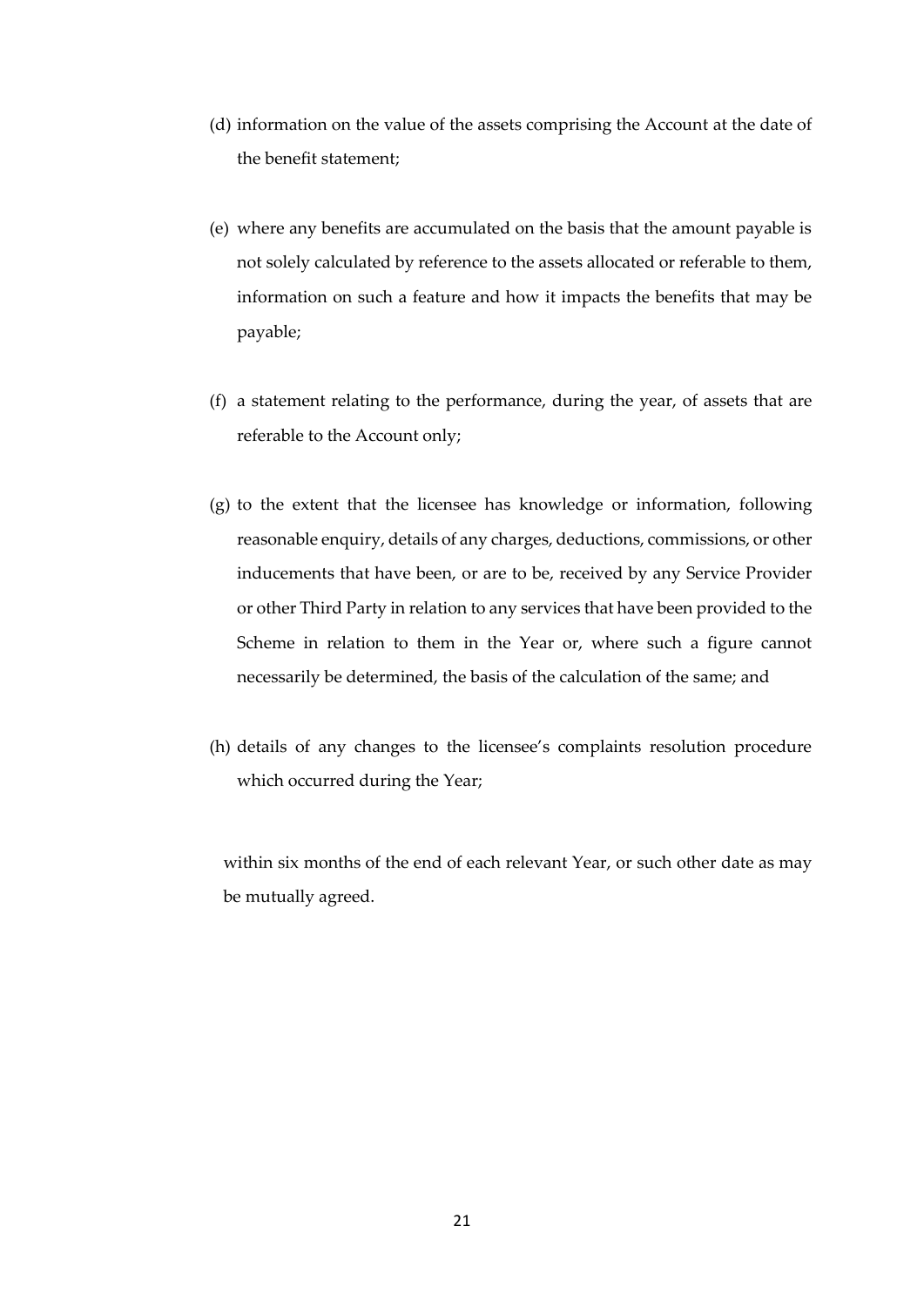(d) information on the value of the assets comprising the Account at the date of the benefit statement;

(e) where any benefits are accumulated on the basis that the amount payable is not solely calculated by reference to the assets allocated or referable to them, information on such a feature and how it impacts the benefits that may be payable;

(f) a statement relating to the performance, during the year, of assets that are referable to the Account only;

(g) to the extent that the licensee has knowledge or information, following reasonable enquiry, details of any charges, deductions, commissions, or other inducements that have been, or are to be, received by any Service Provider or other Third Party in relation to any services that have been provided to the Scheme in relation to them in the Year or, where such a figure cannot necessarily be determined, the basis of the calculation of the same; and

(h) details of any changes to the licensee's complaints resolution procedure which occurred during the Year;

within six months of the end of each relevant Year, or such other date as may be mutually agreed.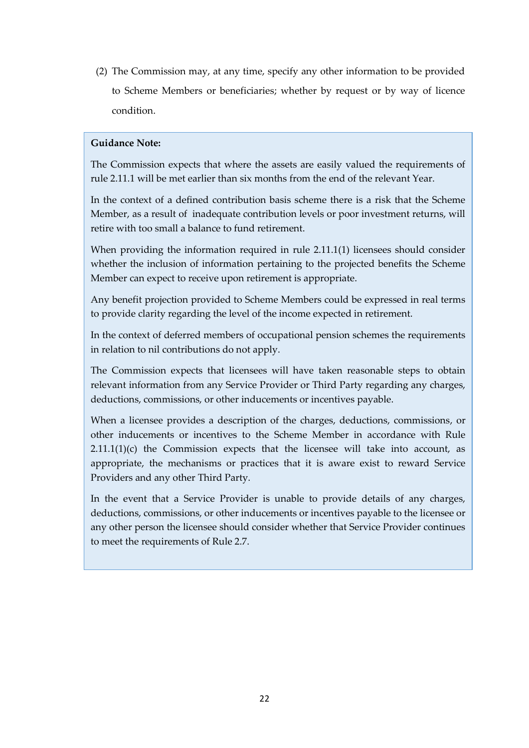(2) The Commission may, at any time, specify any other information to be provided to Scheme Members or beneficiaries; whether by request or by way of licence condition.

> **Guidance Note:**
>
> The Commission expects that where the assets are easily valued the requirements of rule 2.11.1 will be met earlier than six months from the end of the relevant Year.
>
> In the context of a defined contribution basis scheme there is a risk that the Scheme Member, as a result of inadequate contribution levels or poor investment returns, will retire with too small a balance to fund retirement.
>
> When providing the information required in rule 2.11.1(1) licensees should consider whether the inclusion of information pertaining to the projected benefits the Scheme Member can expect to receive upon retirement is appropriate.
>
> Any benefit projection provided to Scheme Members could be expressed in real terms to provide clarity regarding the level of the income expected in retirement.
>
> In the context of deferred members of occupational pension schemes the requirements in relation to nil contributions do not apply.
>
> The Commission expects that licensees will have taken reasonable steps to obtain relevant information from any Service Provider or Third Party regarding any charges, deductions, commissions, or other inducements or incentives payable.
>
> When a licensee provides a description of the charges, deductions, commissions, or other inducements or incentives to the Scheme Member in accordance with Rule 2.11.1(1)(c) the Commission expects that the licensee will take into account, as appropriate, the mechanisms or practices that it is aware exist to reward Service Providers and any other Third Party.
>
> In the event that a Service Provider is unable to provide details of any charges, deductions, commissions, or other inducements or incentives payable to the licensee or any other person the licensee should consider whether that Service Provider continues to meet the requirements of Rule 2.7.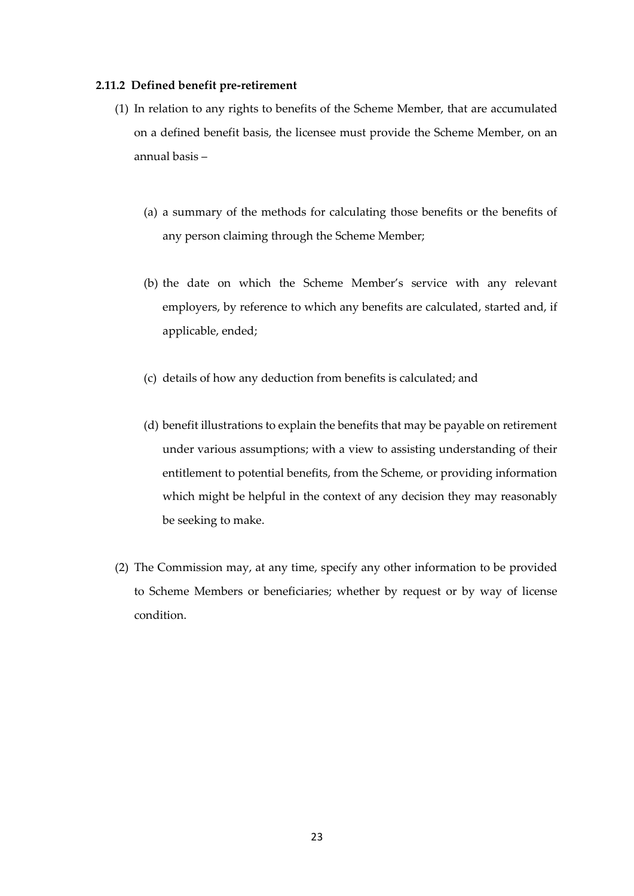### 2.11.2 Defined benefit pre-retirement

(1) In relation to any rights to benefits of the Scheme Member, that are accumulated on a defined benefit basis, the licensee must provide the Scheme Member, on an annual basis –

   (a) a summary of the methods for calculating those benefits or the benefits of any person claiming through the Scheme Member;

   (b) the date on which the Scheme Member's service with any relevant employers, by reference to which any benefits are calculated, started and, if applicable, ended;

   (c) details of how any deduction from benefits is calculated; and

   (d) benefit illustrations to explain the benefits that may be payable on retirement under various assumptions; with a view to assisting understanding of their entitlement to potential benefits, from the Scheme, or providing information which might be helpful in the context of any decision they may reasonably be seeking to make.

(2) The Commission may, at any time, specify any other information to be provided to Scheme Members or beneficiaries; whether by request or by way of license condition.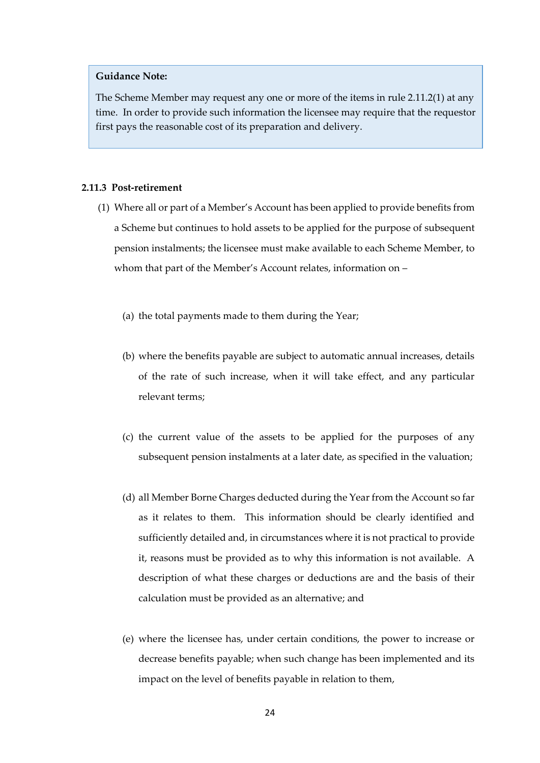> **Guidance Note:**
>
> The Scheme Member may request any one or more of the items in rule 2.11.2(1) at any time. In order to provide such information the licensee may require that the requestor first pays the reasonable cost of its preparation and delivery.

**2.11.3 Post-retirement**

(1) Where all or part of a Member's Account has been applied to provide benefits from a Scheme but continues to hold assets to be applied for the purpose of subsequent pension instalments; the licensee must make available to each Scheme Member, to whom that part of the Member's Account relates, information on –

(a) the total payments made to them during the Year;

(b) where the benefits payable are subject to automatic annual increases, details of the rate of such increase, when it will take effect, and any particular relevant terms;

(c) the current value of the assets to be applied for the purposes of any subsequent pension instalments at a later date, as specified in the valuation;

(d) all Member Borne Charges deducted during the Year from the Account so far as it relates to them. This information should be clearly identified and sufficiently detailed and, in circumstances where it is not practical to provide it, reasons must be provided as to why this information is not available. A description of what these charges or deductions are and the basis of their calculation must be provided as an alternative; and

(e) where the licensee has, under certain conditions, the power to increase or decrease benefits payable; when such change has been implemented and its impact on the level of benefits payable in relation to them,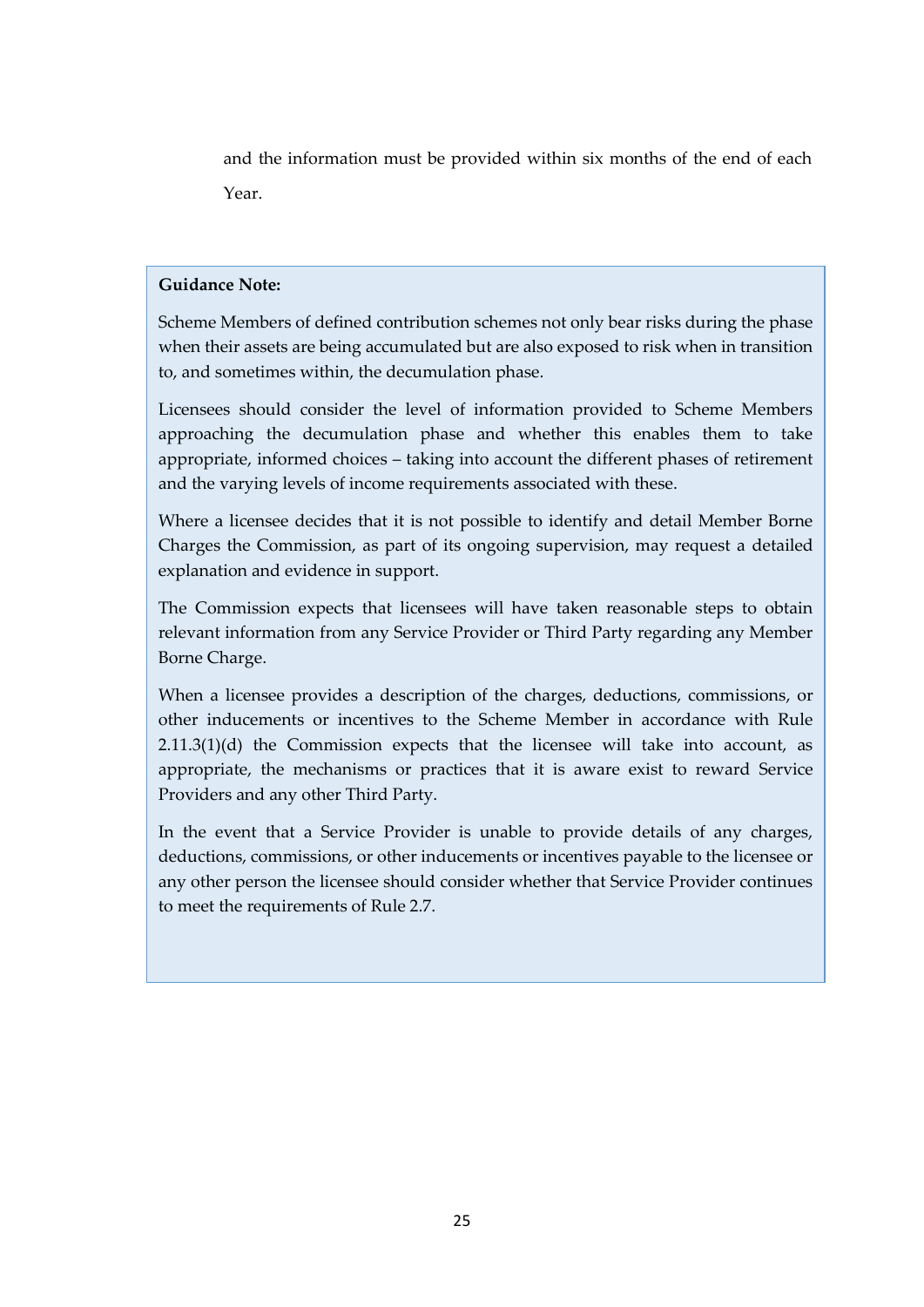and the information must be provided within six months of the end of each Year.

> **Guidance Note:**
>
> Scheme Members of defined contribution schemes not only bear risks during the phase when their assets are being accumulated but are also exposed to risk when in transition to, and sometimes within, the decumulation phase.
>
> Licensees should consider the level of information provided to Scheme Members approaching the decumulation phase and whether this enables them to take appropriate, informed choices – taking into account the different phases of retirement and the varying levels of income requirements associated with these.
>
> Where a licensee decides that it is not possible to identify and detail Member Borne Charges the Commission, as part of its ongoing supervision, may request a detailed explanation and evidence in support.
>
> The Commission expects that licensees will have taken reasonable steps to obtain relevant information from any Service Provider or Third Party regarding any Member Borne Charge.
>
> When a licensee provides a description of the charges, deductions, commissions, or other inducements or incentives to the Scheme Member in accordance with Rule 2.11.3(1)(d) the Commission expects that the licensee will take into account, as appropriate, the mechanisms or practices that it is aware exist to reward Service Providers and any other Third Party.
>
> In the event that a Service Provider is unable to provide details of any charges, deductions, commissions, or other inducements or incentives payable to the licensee or any other person the licensee should consider whether that Service Provider continues to meet the requirements of Rule 2.7.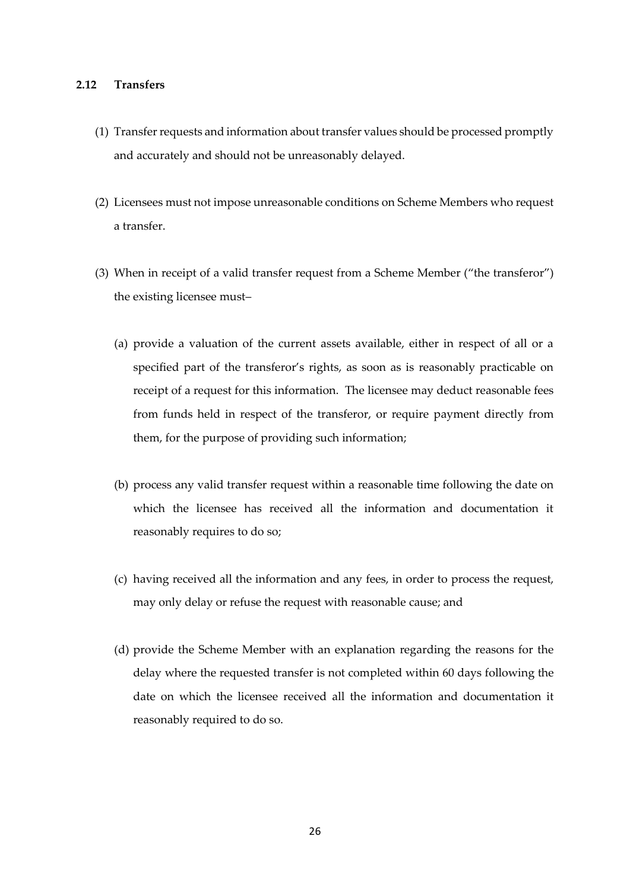### 2.12 Transfers

(1) Transfer requests and information about transfer values should be processed promptly and accurately and should not be unreasonably delayed.

(2) Licensees must not impose unreasonable conditions on Scheme Members who request a transfer.

(3) When in receipt of a valid transfer request from a Scheme Member ("the transferor") the existing licensee must–

(a) provide a valuation of the current assets available, either in respect of all or a specified part of the transferor's rights, as soon as is reasonably practicable on receipt of a request for this information. The licensee may deduct reasonable fees from funds held in respect of the transferor, or require payment directly from them, for the purpose of providing such information;

(b) process any valid transfer request within a reasonable time following the date on which the licensee has received all the information and documentation it reasonably requires to do so;

(c) having received all the information and any fees, in order to process the request, may only delay or refuse the request with reasonable cause; and

(d) provide the Scheme Member with an explanation regarding the reasons for the delay where the requested transfer is not completed within 60 days following the date on which the licensee received all the information and documentation it reasonably required to do so.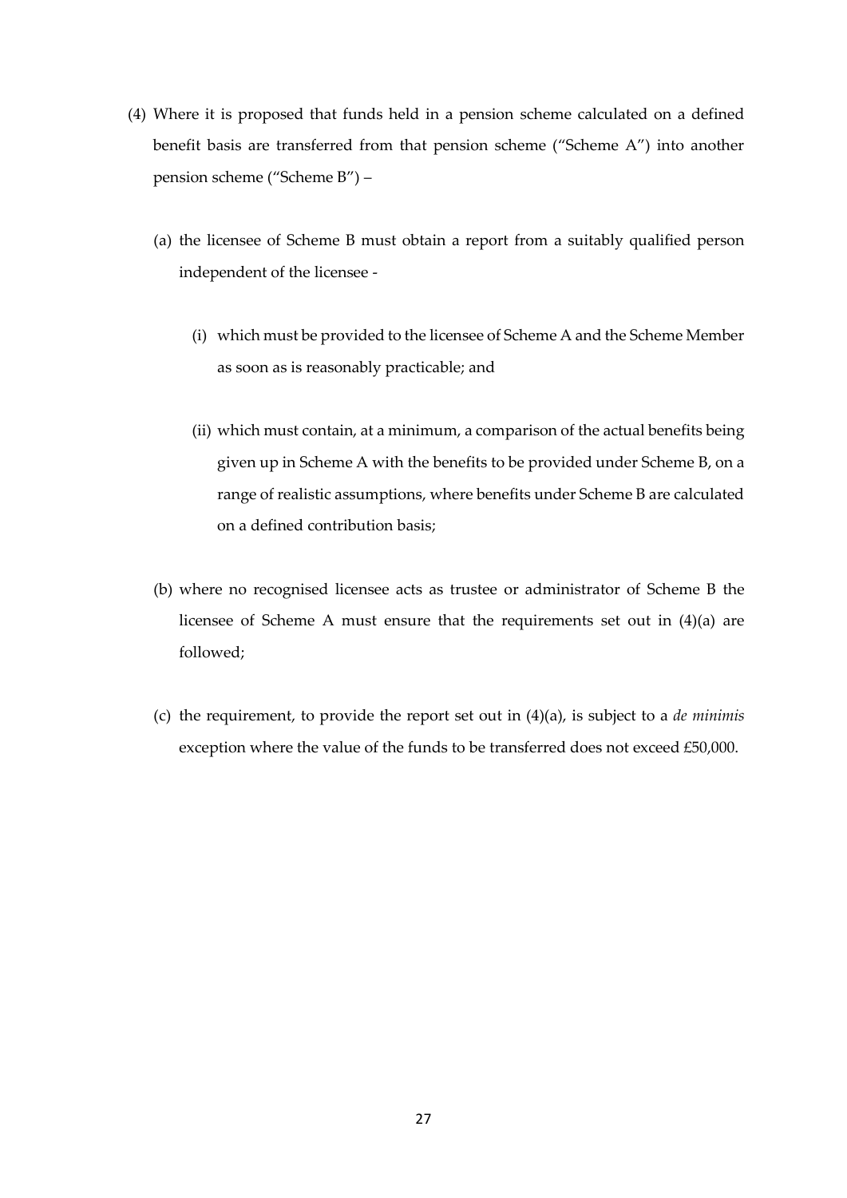(4) Where it is proposed that funds held in a pension scheme calculated on a defined benefit basis are transferred from that pension scheme ("Scheme A") into another pension scheme ("Scheme B") –

  (a) the licensee of Scheme B must obtain a report from a suitably qualified person independent of the licensee -

    (i) which must be provided to the licensee of Scheme A and the Scheme Member as soon as is reasonably practicable; and

    (ii) which must contain, at a minimum, a comparison of the actual benefits being given up in Scheme A with the benefits to be provided under Scheme B, on a range of realistic assumptions, where benefits under Scheme B are calculated on a defined contribution basis;

  (b) where no recognised licensee acts as trustee or administrator of Scheme B the licensee of Scheme A must ensure that the requirements set out in (4)(a) are followed;

  (c) the requirement, to provide the report set out in (4)(a), is subject to a *de minimis* exception where the value of the funds to be transferred does not exceed £50,000.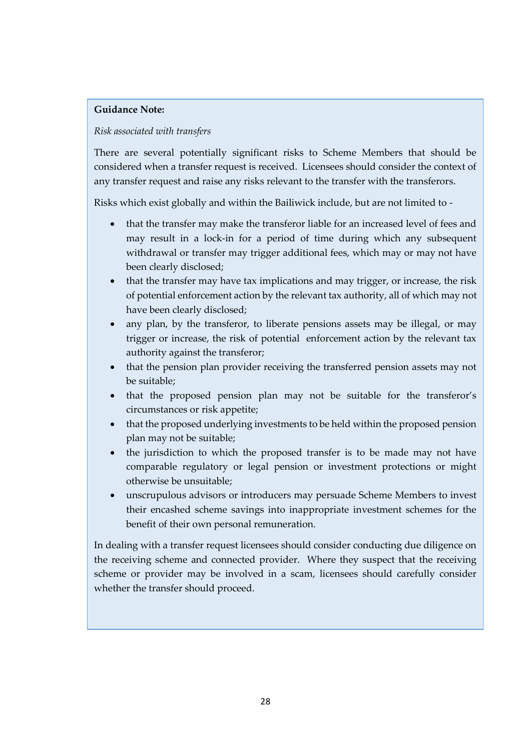**Guidance Note:**

*Risk associated with transfers*

There are several potentially significant risks to Scheme Members that should be considered when a transfer request is received. Licensees should consider the context of any transfer request and raise any risks relevant to the transfer with the transferors.

Risks which exist globally and within the Bailiwick include, but are not limited to -

- that the transfer may make the transferor liable for an increased level of fees and may result in a lock-in for a period of time during which any subsequent withdrawal or transfer may trigger additional fees, which may or may not have been clearly disclosed;
- that the transfer may have tax implications and may trigger, or increase, the risk of potential enforcement action by the relevant tax authority, all of which may not have been clearly disclosed;
- any plan, by the transferor, to liberate pensions assets may be illegal, or may trigger or increase, the risk of potential enforcement action by the relevant tax authority against the transferor;
- that the pension plan provider receiving the transferred pension assets may not be suitable;
- that the proposed pension plan may not be suitable for the transferor's circumstances or risk appetite;
- that the proposed underlying investments to be held within the proposed pension plan may not be suitable;
- the jurisdiction to which the proposed transfer is to be made may not have comparable regulatory or legal pension or investment protections or might otherwise be unsuitable;
- unscrupulous advisors or introducers may persuade Scheme Members to invest their encashed scheme savings into inappropriate investment schemes for the benefit of their own personal remuneration.

In dealing with a transfer request licensees should consider conducting due diligence on the receiving scheme and connected provider. Where they suspect that the receiving scheme or provider may be involved in a scam, licensees should carefully consider whether the transfer should proceed.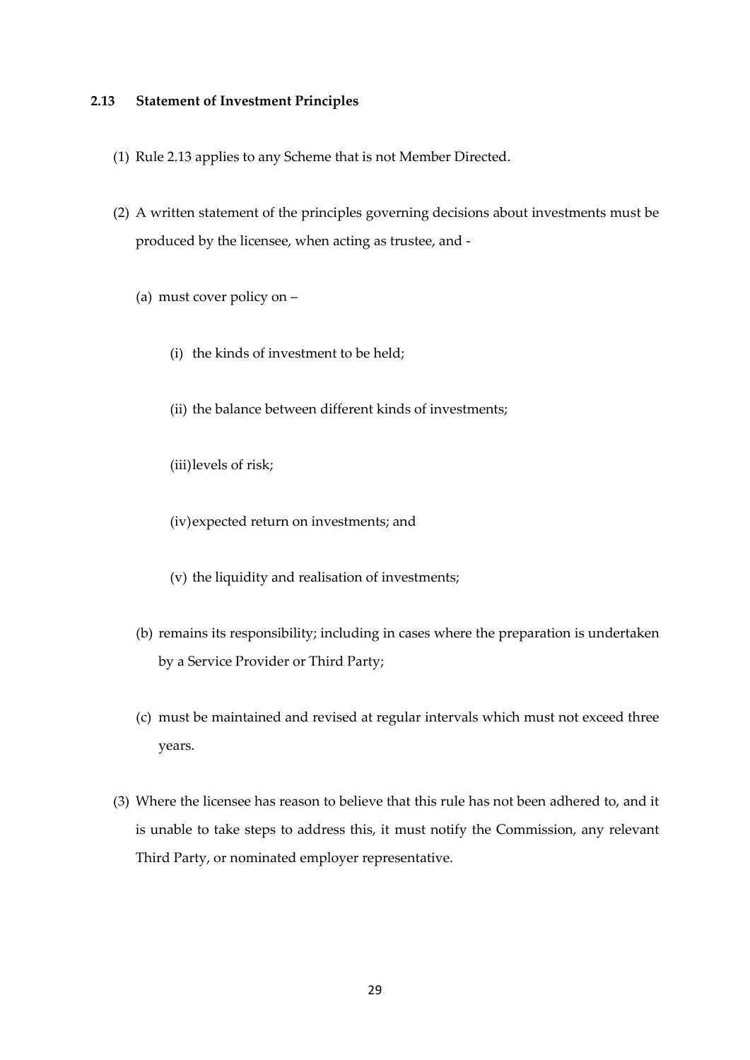### 2.13 Statement of Investment Principles

(1) Rule 2.13 applies to any Scheme that is not Member Directed.

(2) A written statement of the principles governing decisions about investments must be produced by the licensee, when acting as trustee, and -

   (a) must cover policy on –

      (i) the kinds of investment to be held;

      (ii) the balance between different kinds of investments;

      (iii) levels of risk;

      (iv) expected return on investments; and

      (v) the liquidity and realisation of investments;

   (b) remains its responsibility; including in cases where the preparation is undertaken by a Service Provider or Third Party;

   (c) must be maintained and revised at regular intervals which must not exceed three years.

(3) Where the licensee has reason to believe that this rule has not been adhered to, and it is unable to take steps to address this, it must notify the Commission, any relevant Third Party, or nominated employer representative.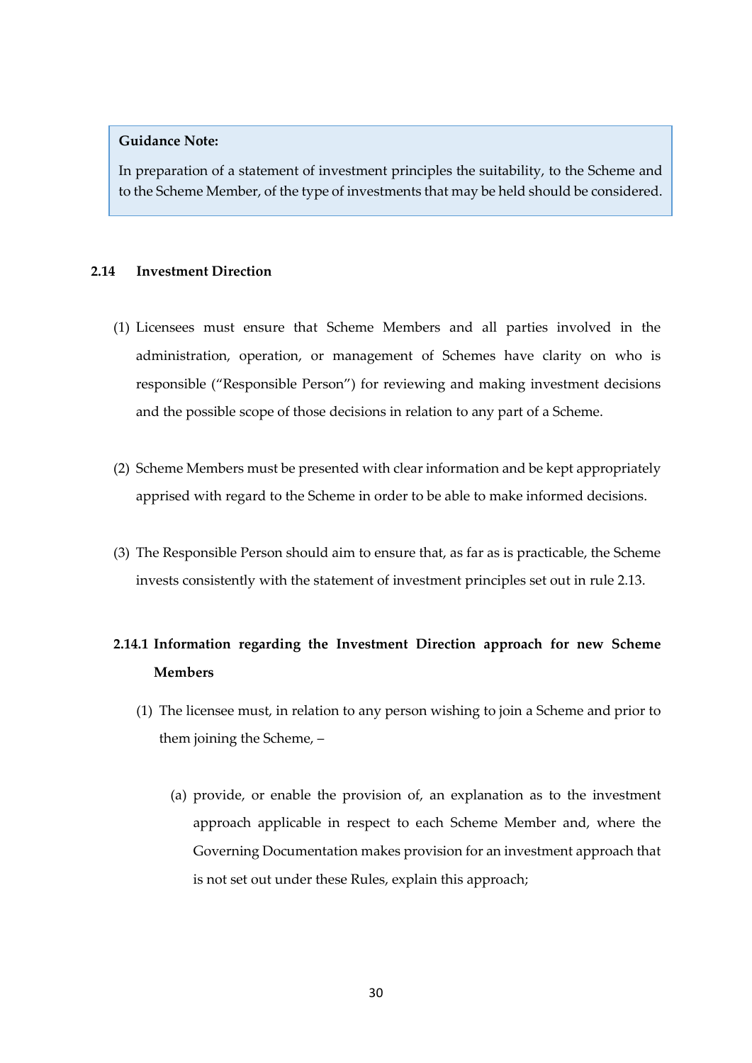> **Guidance Note:**
>
> In preparation of a statement of investment principles the suitability, to the Scheme and to the Scheme Member, of the type of investments that may be held should be considered.

## 2.14 Investment Direction

(1) Licensees must ensure that Scheme Members and all parties involved in the administration, operation, or management of Schemes have clarity on who is responsible ("Responsible Person") for reviewing and making investment decisions and the possible scope of those decisions in relation to any part of a Scheme.

(2) Scheme Members must be presented with clear information and be kept appropriately apprised with regard to the Scheme in order to be able to make informed decisions.

(3) The Responsible Person should aim to ensure that, as far as is practicable, the Scheme invests consistently with the statement of investment principles set out in rule 2.13.

### 2.14.1 Information regarding the Investment Direction approach for new Scheme Members

(1) The licensee must, in relation to any person wishing to join a Scheme and prior to them joining the Scheme, –

(a) provide, or enable the provision of, an explanation as to the investment approach applicable in respect to each Scheme Member and, where the Governing Documentation makes provision for an investment approach that is not set out under these Rules, explain this approach;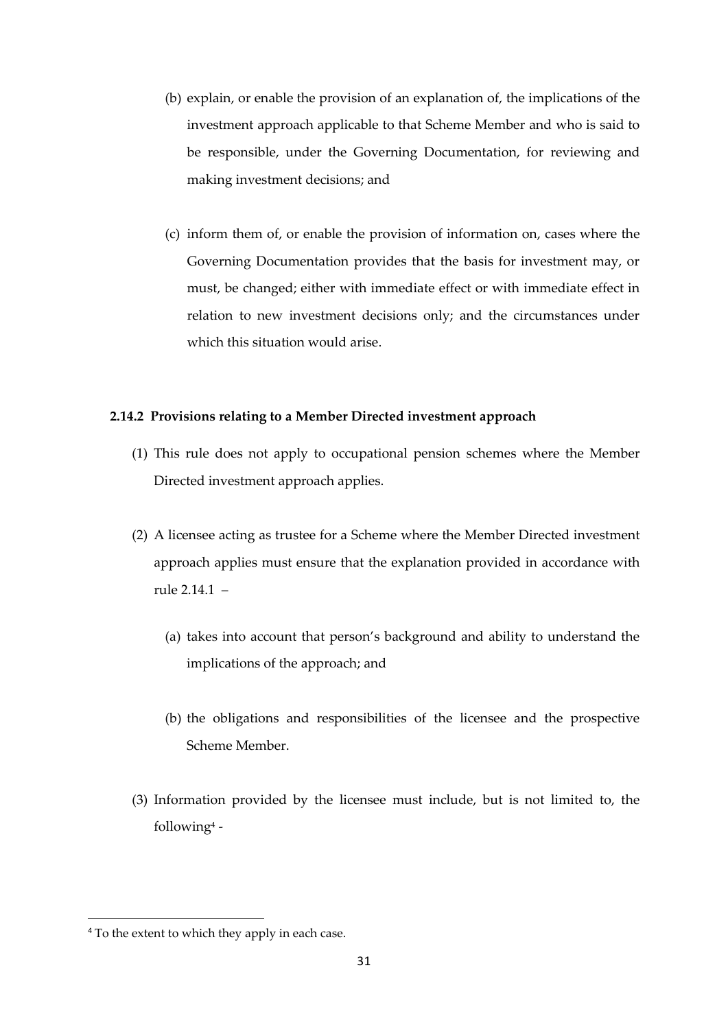(b) explain, or enable the provision of an explanation of, the implications of the investment approach applicable to that Scheme Member and who is said to be responsible, under the Governing Documentation, for reviewing and making investment decisions; and

(c) inform them of, or enable the provision of information on, cases where the Governing Documentation provides that the basis for investment may, or must, be changed; either with immediate effect or with immediate effect in relation to new investment decisions only; and the circumstances under which this situation would arise.

**2.14.2 Provisions relating to a Member Directed investment approach**

(1) This rule does not apply to occupational pension schemes where the Member Directed investment approach applies.

(2) A licensee acting as trustee for a Scheme where the Member Directed investment approach applies must ensure that the explanation provided in accordance with rule 2.14.1 –

(a) takes into account that person's background and ability to understand the implications of the approach; and

(b) the obligations and responsibilities of the licensee and the prospective Scheme Member.

(3) Information provided by the licensee must include, but is not limited to, the following[4] -

[4] To the extent to which they apply in each case.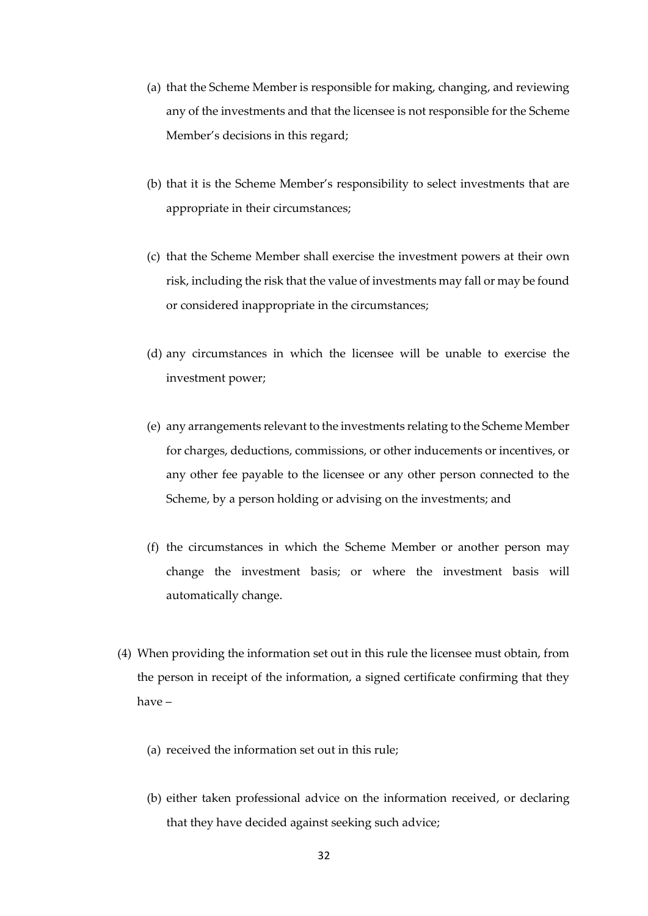(a) that the Scheme Member is responsible for making, changing, and reviewing any of the investments and that the licensee is not responsible for the Scheme Member's decisions in this regard;

(b) that it is the Scheme Member's responsibility to select investments that are appropriate in their circumstances;

(c) that the Scheme Member shall exercise the investment powers at their own risk, including the risk that the value of investments may fall or may be found or considered inappropriate in the circumstances;

(d) any circumstances in which the licensee will be unable to exercise the investment power;

(e) any arrangements relevant to the investments relating to the Scheme Member for charges, deductions, commissions, or other inducements or incentives, or any other fee payable to the licensee or any other person connected to the Scheme, by a person holding or advising on the investments; and

(f) the circumstances in which the Scheme Member or another person may change the investment basis; or where the investment basis will automatically change.

(4) When providing the information set out in this rule the licensee must obtain, from the person in receipt of the information, a signed certificate confirming that they have –

(a) received the information set out in this rule;

(b) either taken professional advice on the information received, or declaring that they have decided against seeking such advice;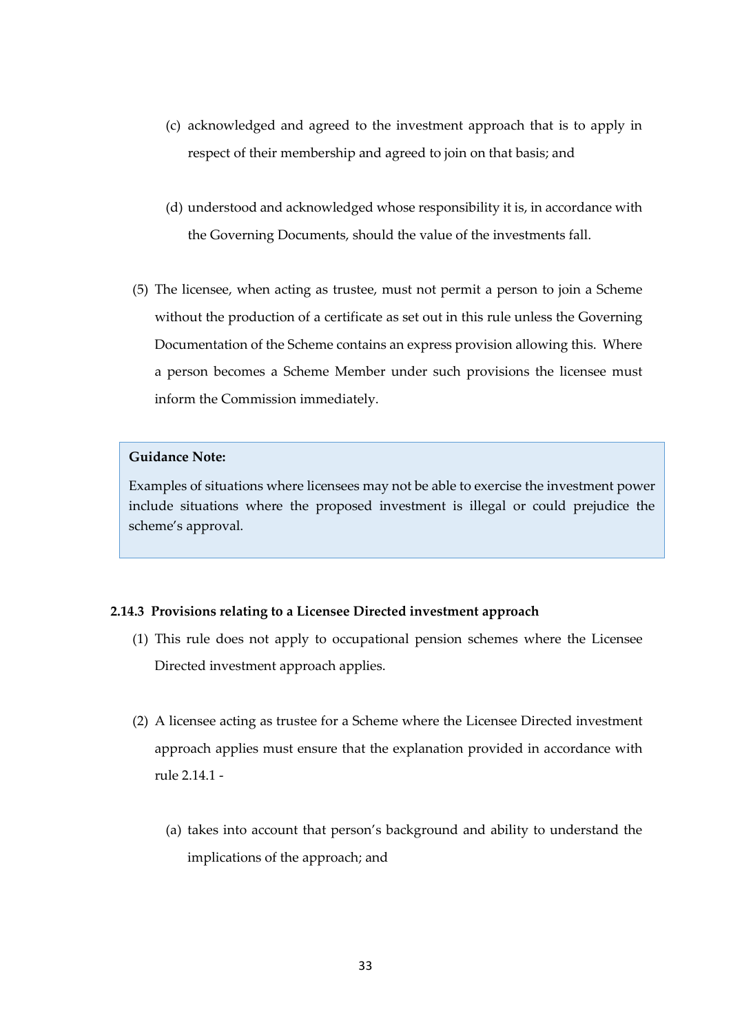(c) acknowledged and agreed to the investment approach that is to apply in respect of their membership and agreed to join on that basis; and

(d) understood and acknowledged whose responsibility it is, in accordance with the Governing Documents, should the value of the investments fall.

(5) The licensee, when acting as trustee, must not permit a person to join a Scheme without the production of a certificate as set out in this rule unless the Governing Documentation of the Scheme contains an express provision allowing this. Where a person becomes a Scheme Member under such provisions the licensee must inform the Commission immediately.

> **Guidance Note:**
>
> Examples of situations where licensees may not be able to exercise the investment power include situations where the proposed investment is illegal or could prejudice the scheme's approval.

**2.14.3 Provisions relating to a Licensee Directed investment approach**

(1) This rule does not apply to occupational pension schemes where the Licensee Directed investment approach applies.

(2) A licensee acting as trustee for a Scheme where the Licensee Directed investment approach applies must ensure that the explanation provided in accordance with rule 2.14.1 -

(a) takes into account that person's background and ability to understand the implications of the approach; and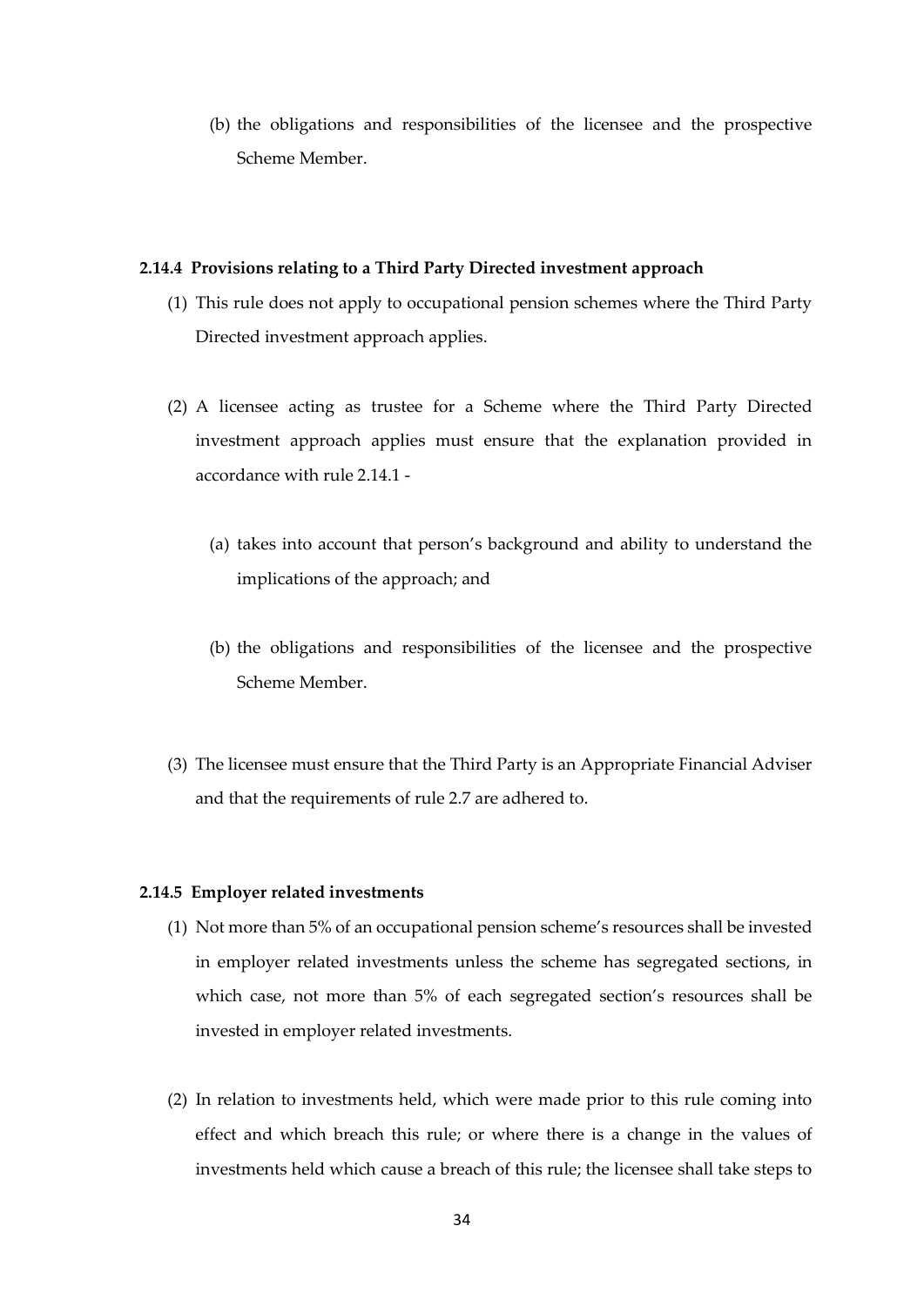(b) the obligations and responsibilities of the licensee and the prospective Scheme Member.

**2.14.4 Provisions relating to a Third Party Directed investment approach**

(1) This rule does not apply to occupational pension schemes where the Third Party Directed investment approach applies.

(2) A licensee acting as trustee for a Scheme where the Third Party Directed investment approach applies must ensure that the explanation provided in accordance with rule 2.14.1 -

   (a) takes into account that person's background and ability to understand the implications of the approach; and

   (b) the obligations and responsibilities of the licensee and the prospective Scheme Member.

(3) The licensee must ensure that the Third Party is an Appropriate Financial Adviser and that the requirements of rule 2.7 are adhered to.

**2.14.5 Employer related investments**

(1) Not more than 5% of an occupational pension scheme's resources shall be invested in employer related investments unless the scheme has segregated sections, in which case, not more than 5% of each segregated section's resources shall be invested in employer related investments.

(2) In relation to investments held, which were made prior to this rule coming into effect and which breach this rule; or where there is a change in the values of investments held which cause a breach of this rule; the licensee shall take steps to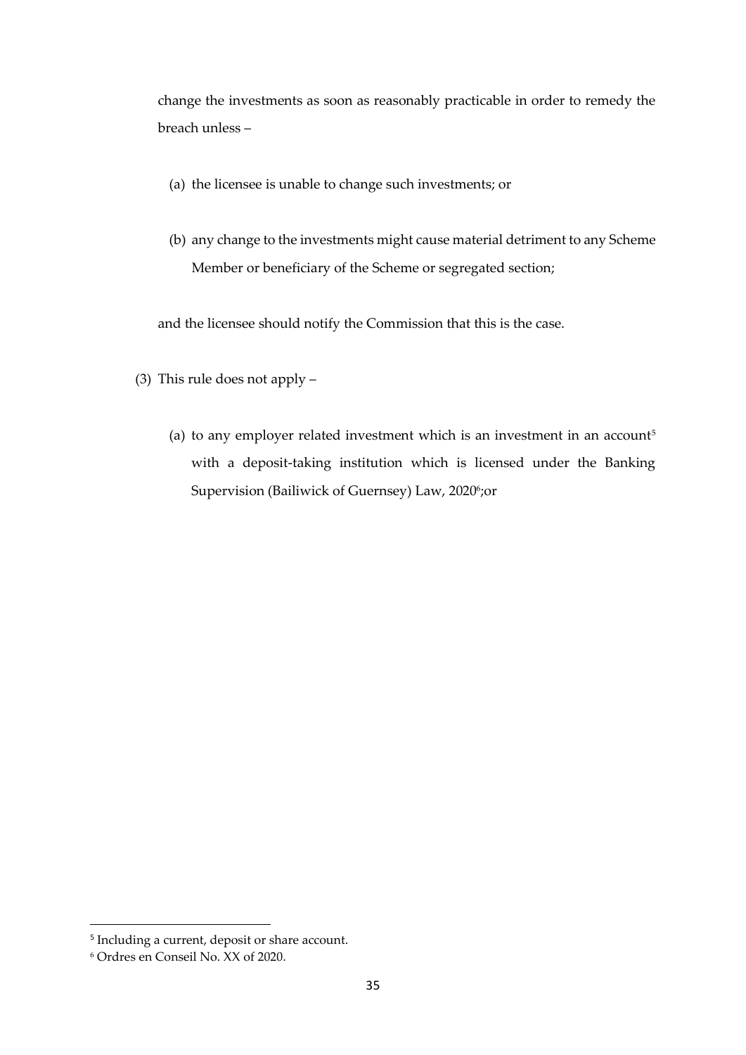change the investments as soon as reasonably practicable in order to remedy the breach unless –

(a) the licensee is unable to change such investments; or

(b) any change to the investments might cause material detriment to any Scheme Member or beneficiary of the Scheme or segregated section;

and the licensee should notify the Commission that this is the case.

(3) This rule does not apply –

(a) to any employer related investment which is an investment in an account[5] with a deposit-taking institution which is licensed under the Banking Supervision (Bailiwick of Guernsey) Law, 2020[6];or

---

[5] Including a current, deposit or share account.

[6] Ordres en Conseil No. XX of 2020.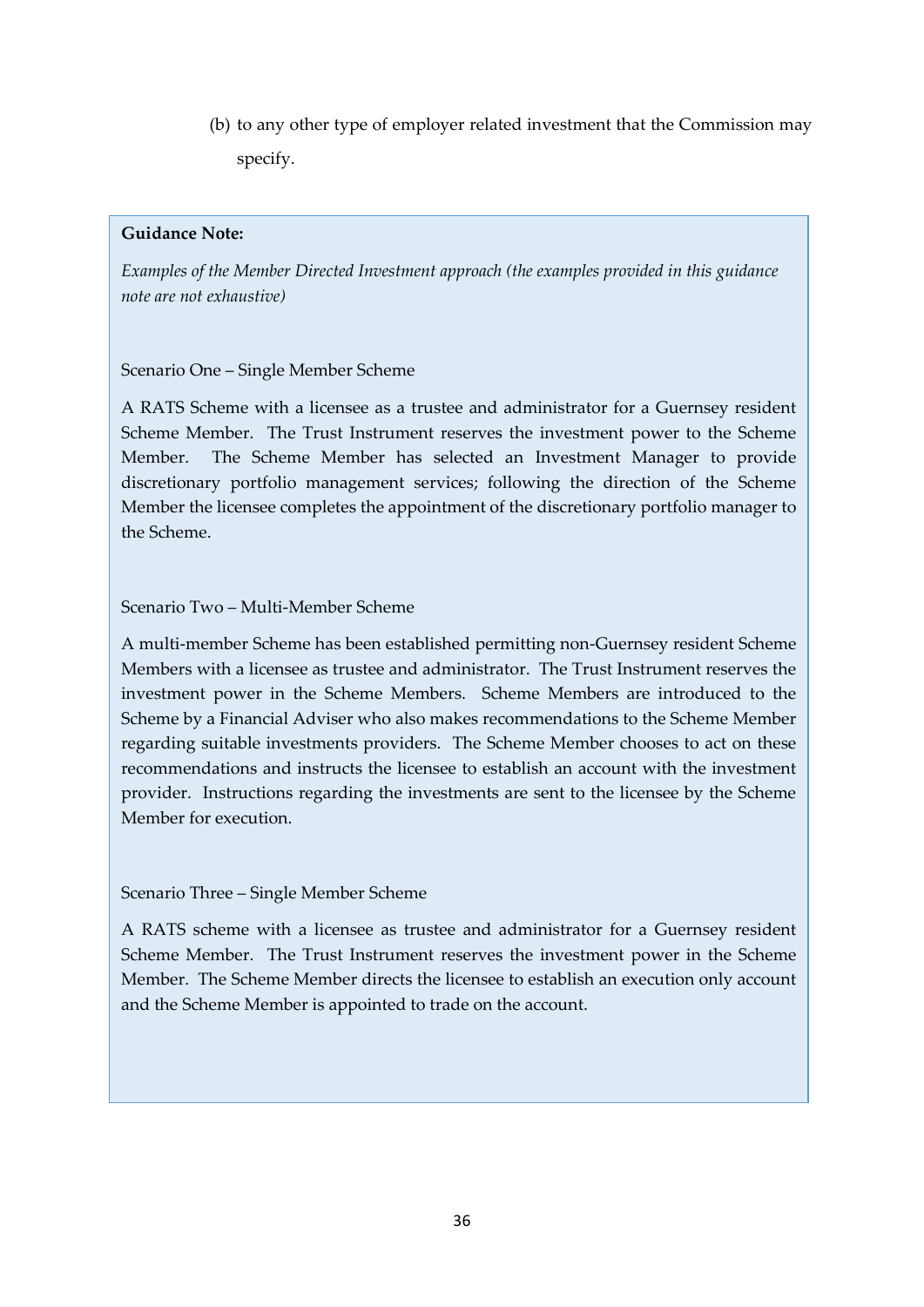(b) to any other type of employer related investment that the Commission may specify.

**Guidance Note:**

*Examples of the Member Directed Investment approach (the examples provided in this guidance note are not exhaustive)*

Scenario One – Single Member Scheme

A RATS Scheme with a licensee as a trustee and administrator for a Guernsey resident Scheme Member. The Trust Instrument reserves the investment power to the Scheme Member. The Scheme Member has selected an Investment Manager to provide discretionary portfolio management services; following the direction of the Scheme Member the licensee completes the appointment of the discretionary portfolio manager to the Scheme.

Scenario Two – Multi-Member Scheme

A multi-member Scheme has been established permitting non-Guernsey resident Scheme Members with a licensee as trustee and administrator. The Trust Instrument reserves the investment power in the Scheme Members. Scheme Members are introduced to the Scheme by a Financial Adviser who also makes recommendations to the Scheme Member regarding suitable investments providers. The Scheme Member chooses to act on these recommendations and instructs the licensee to establish an account with the investment provider. Instructions regarding the investments are sent to the licensee by the Scheme Member for execution.

Scenario Three – Single Member Scheme

A RATS scheme with a licensee as trustee and administrator for a Guernsey resident Scheme Member. The Trust Instrument reserves the investment power in the Scheme Member. The Scheme Member directs the licensee to establish an execution only account and the Scheme Member is appointed to trade on the account.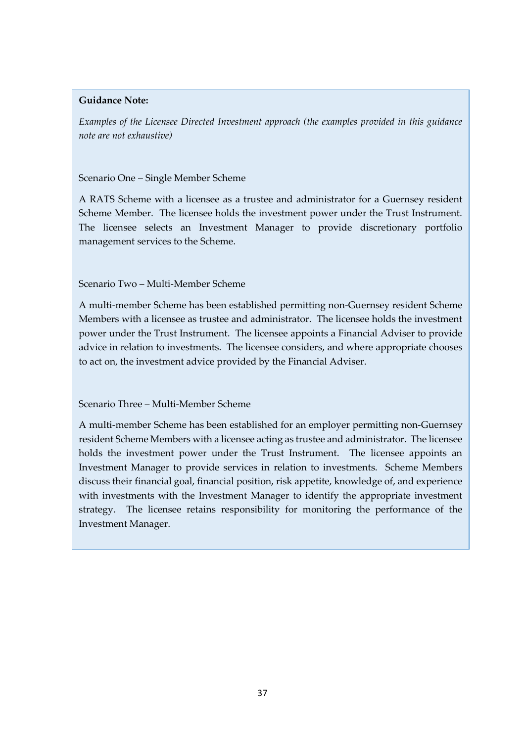**Guidance Note:**

*Examples of the Licensee Directed Investment approach (the examples provided in this guidance note are not exhaustive)*

Scenario One – Single Member Scheme

A RATS Scheme with a licensee as a trustee and administrator for a Guernsey resident Scheme Member. The licensee holds the investment power under the Trust Instrument. The licensee selects an Investment Manager to provide discretionary portfolio management services to the Scheme.

Scenario Two – Multi-Member Scheme

A multi-member Scheme has been established permitting non-Guernsey resident Scheme Members with a licensee as trustee and administrator. The licensee holds the investment power under the Trust Instrument. The licensee appoints a Financial Adviser to provide advice in relation to investments. The licensee considers, and where appropriate chooses to act on, the investment advice provided by the Financial Adviser.

Scenario Three – Multi-Member Scheme

A multi-member Scheme has been established for an employer permitting non-Guernsey resident Scheme Members with a licensee acting as trustee and administrator. The licensee holds the investment power under the Trust Instrument. The licensee appoints an Investment Manager to provide services in relation to investments. Scheme Members discuss their financial goal, financial position, risk appetite, knowledge of, and experience with investments with the Investment Manager to identify the appropriate investment strategy. The licensee retains responsibility for monitoring the performance of the Investment Manager.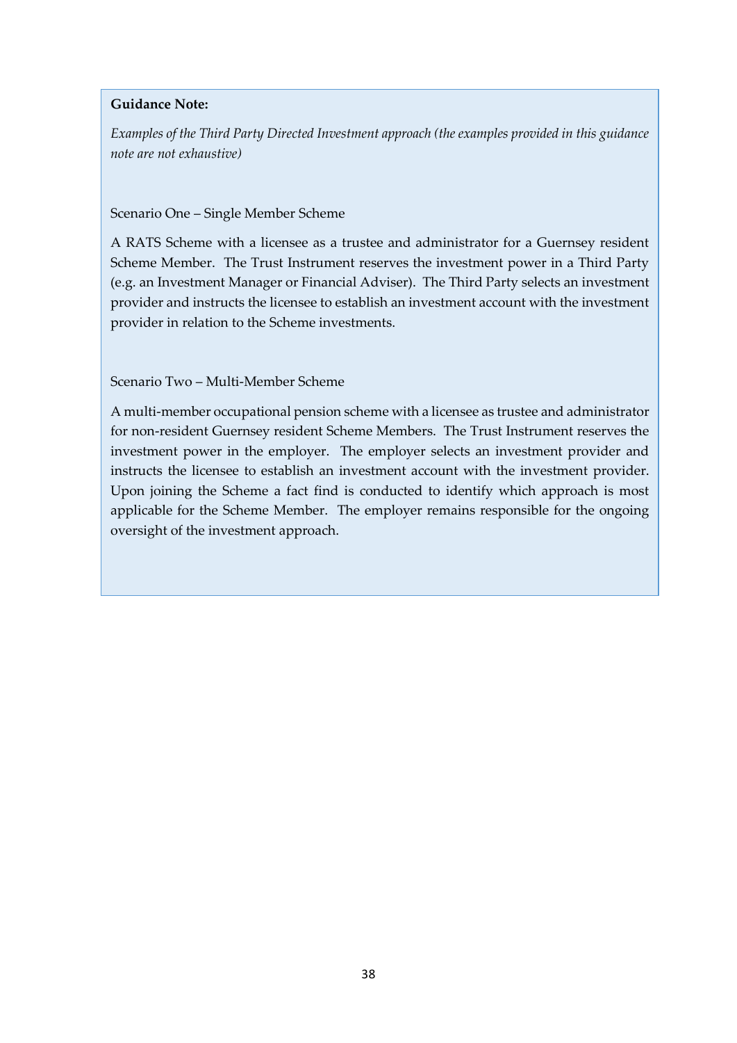**Guidance Note:**

*Examples of the Third Party Directed Investment approach (the examples provided in this guidance note are not exhaustive)*

Scenario One – Single Member Scheme

A RATS Scheme with a licensee as a trustee and administrator for a Guernsey resident Scheme Member. The Trust Instrument reserves the investment power in a Third Party (e.g. an Investment Manager or Financial Adviser). The Third Party selects an investment provider and instructs the licensee to establish an investment account with the investment provider in relation to the Scheme investments.

Scenario Two – Multi-Member Scheme

A multi-member occupational pension scheme with a licensee as trustee and administrator for non-resident Guernsey resident Scheme Members. The Trust Instrument reserves the investment power in the employer. The employer selects an investment provider and instructs the licensee to establish an investment account with the investment provider. Upon joining the Scheme a fact find is conducted to identify which approach is most applicable for the Scheme Member. The employer remains responsible for the ongoing oversight of the investment approach.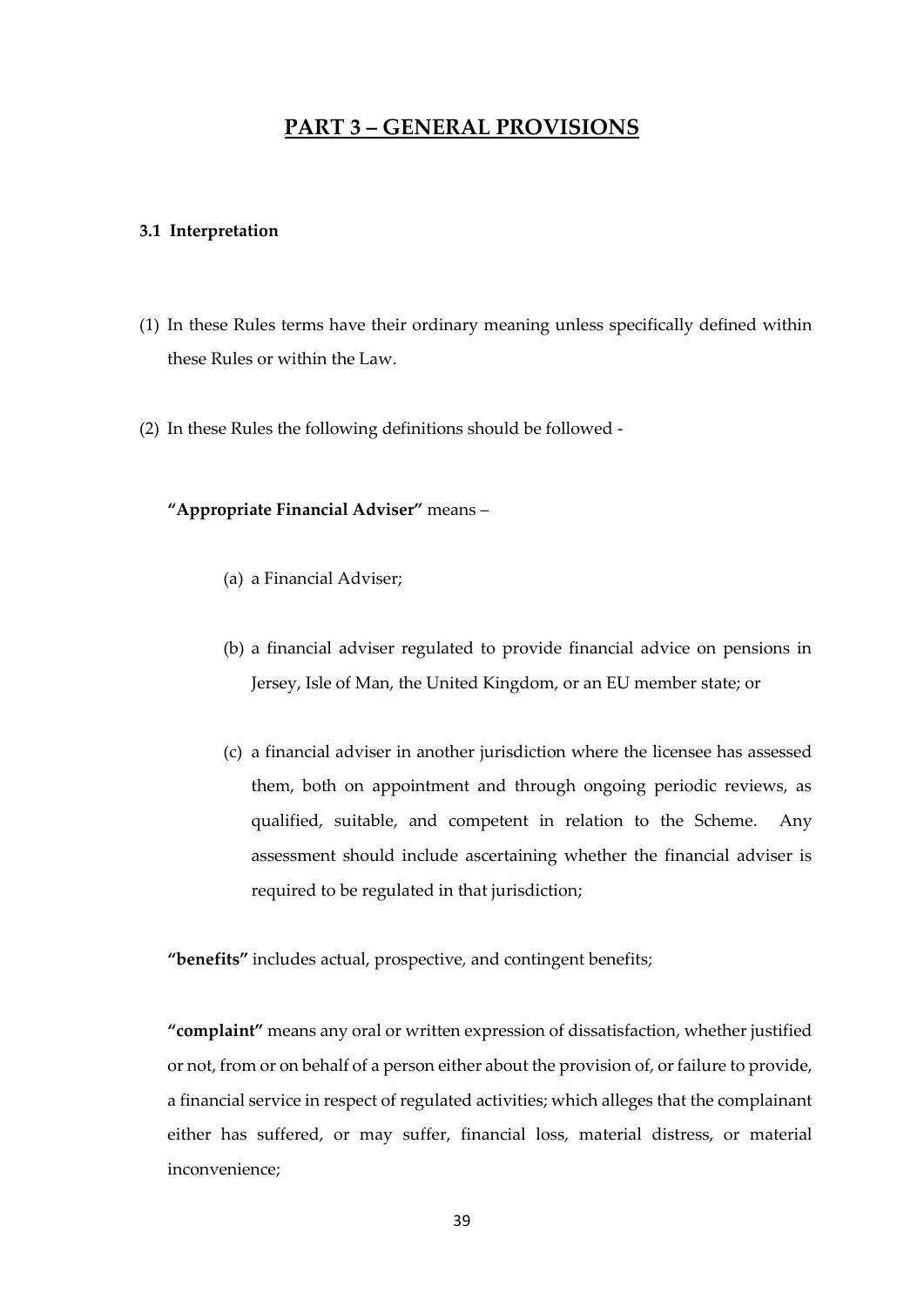# PART 3 – GENERAL PROVISIONS

### 3.1 Interpretation

(1) In these Rules terms have their ordinary meaning unless specifically defined within these Rules or within the Law.

(2) In these Rules the following definitions should be followed -

**"Appropriate Financial Adviser"** means –

(a) a Financial Adviser;

(b) a financial adviser regulated to provide financial advice on pensions in Jersey, Isle of Man, the United Kingdom, or an EU member state; or

(c) a financial adviser in another jurisdiction where the licensee has assessed them, both on appointment and through ongoing periodic reviews, as qualified, suitable, and competent in relation to the Scheme. Any assessment should include ascertaining whether the financial adviser is required to be regulated in that jurisdiction;

**"benefits"** includes actual, prospective, and contingent benefits;

**"complaint"** means any oral or written expression of dissatisfaction, whether justified or not, from or on behalf of a person either about the provision of, or failure to provide, a financial service in respect of regulated activities; which alleges that the complainant either has suffered, or may suffer, financial loss, material distress, or material inconvenience;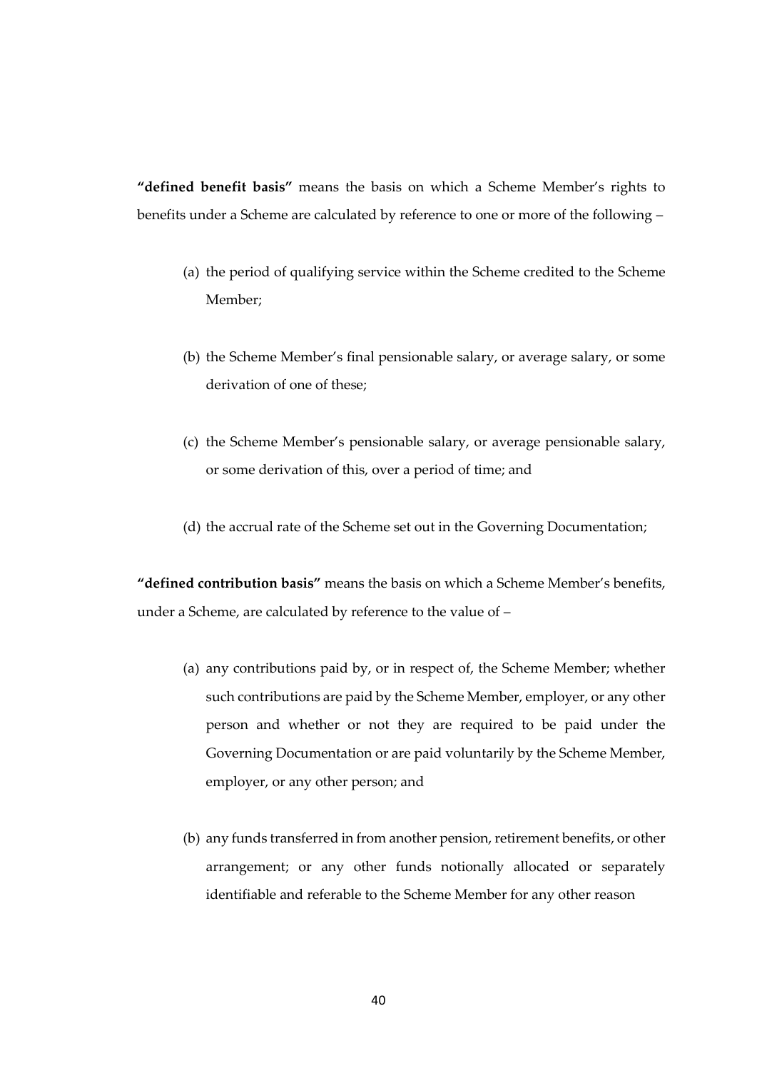**"defined benefit basis"** means the basis on which a Scheme Member's rights to benefits under a Scheme are calculated by reference to one or more of the following –

(a) the period of qualifying service within the Scheme credited to the Scheme Member;

(b) the Scheme Member's final pensionable salary, or average salary, or some derivation of one of these;

(c) the Scheme Member's pensionable salary, or average pensionable salary, or some derivation of this, over a period of time; and

(d) the accrual rate of the Scheme set out in the Governing Documentation;

**"defined contribution basis"** means the basis on which a Scheme Member's benefits, under a Scheme, are calculated by reference to the value of –

(a) any contributions paid by, or in respect of, the Scheme Member; whether such contributions are paid by the Scheme Member, employer, or any other person and whether or not they are required to be paid under the Governing Documentation or are paid voluntarily by the Scheme Member, employer, or any other person; and

(b) any funds transferred in from another pension, retirement benefits, or other arrangement; or any other funds notionally allocated or separately identifiable and referable to the Scheme Member for any other reason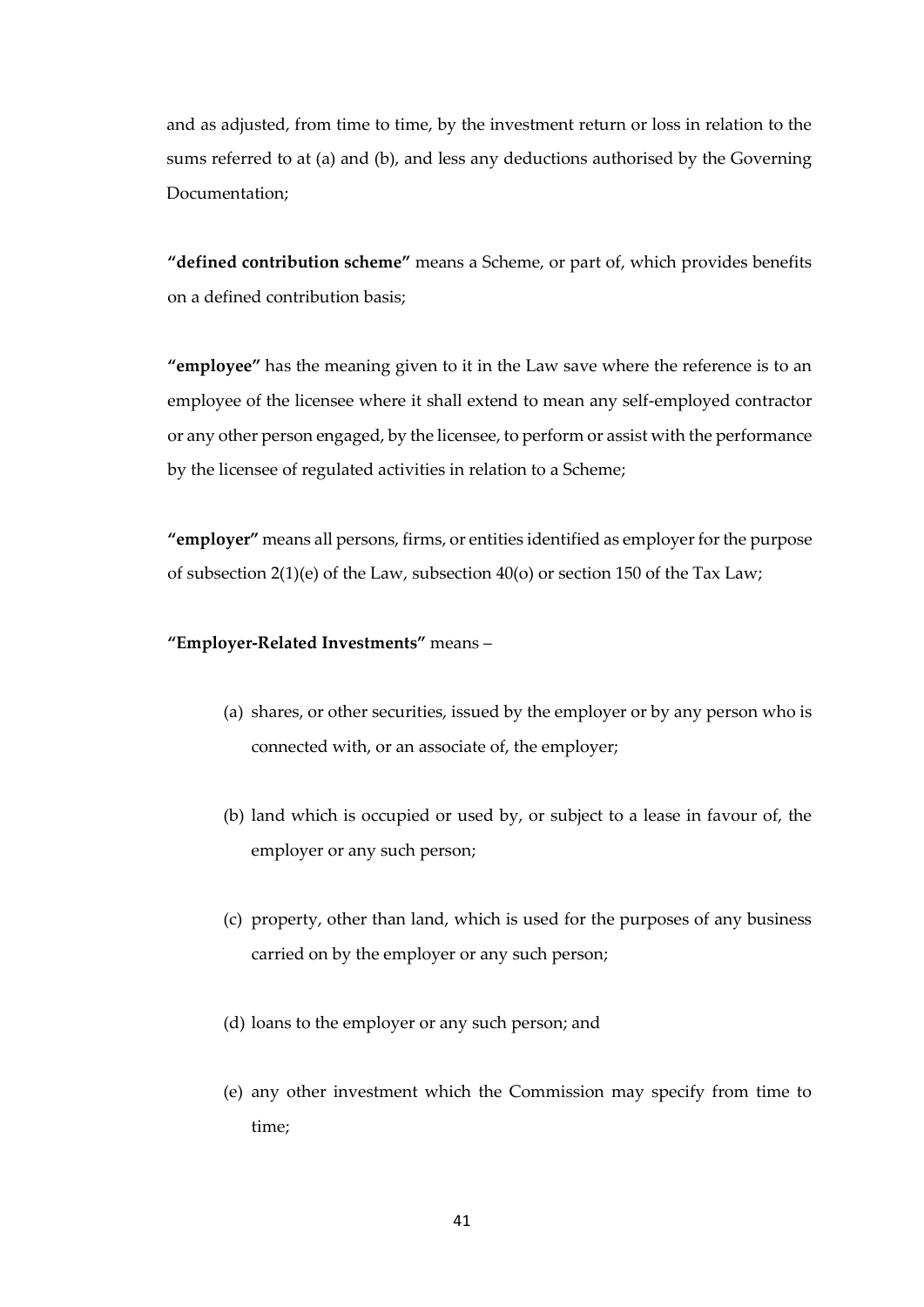and as adjusted, from time to time, by the investment return or loss in relation to the sums referred to at (a) and (b), and less any deductions authorised by the Governing Documentation;

**"defined contribution scheme"** means a Scheme, or part of, which provides benefits on a defined contribution basis;

**"employee"** has the meaning given to it in the Law save where the reference is to an employee of the licensee where it shall extend to mean any self-employed contractor or any other person engaged, by the licensee, to perform or assist with the performance by the licensee of regulated activities in relation to a Scheme;

**"employer"** means all persons, firms, or entities identified as employer for the purpose of subsection 2(1)(e) of the Law, subsection 40(o) or section 150 of the Tax Law;

**"Employer-Related Investments"** means –

(a) shares, or other securities, issued by the employer or by any person who is connected with, or an associate of, the employer;

(b) land which is occupied or used by, or subject to a lease in favour of, the employer or any such person;

(c) property, other than land, which is used for the purposes of any business carried on by the employer or any such person;

(d) loans to the employer or any such person; and

(e) any other investment which the Commission may specify from time to time;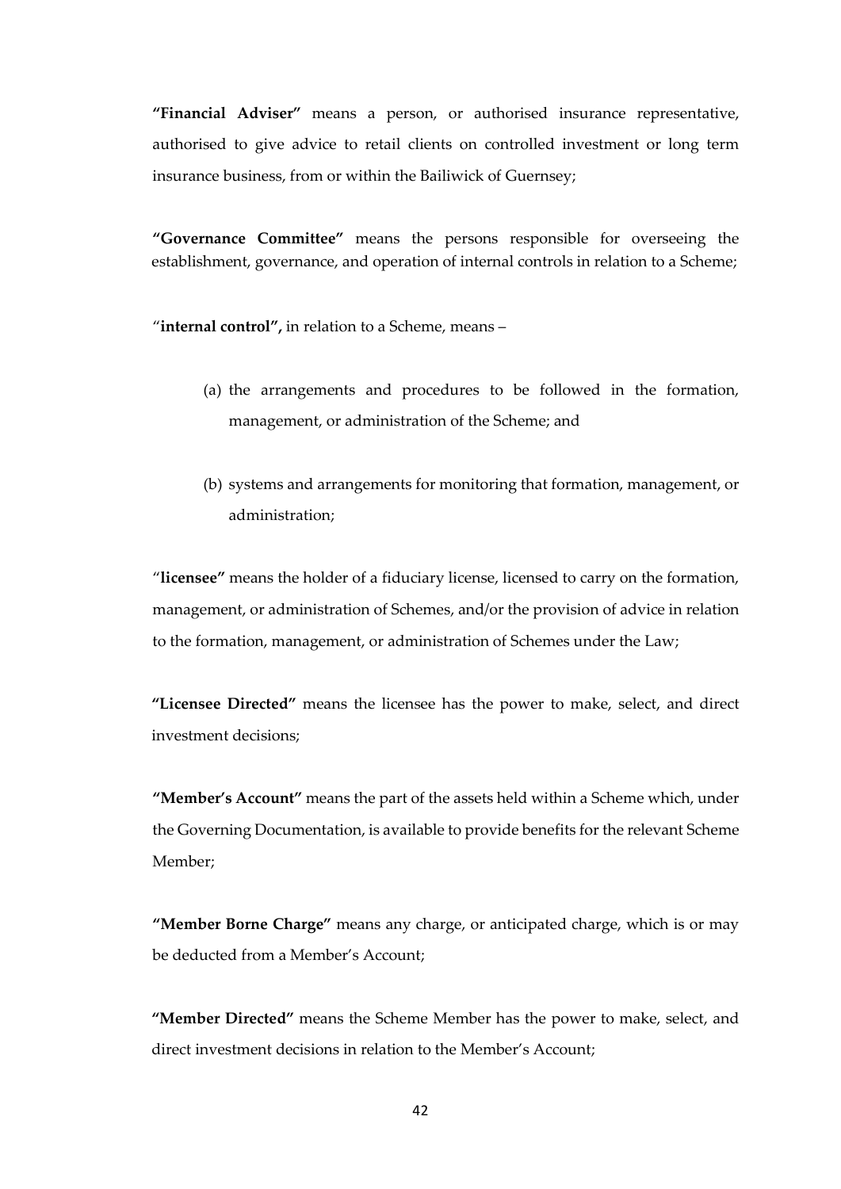**"Financial Adviser"** means a person, or authorised insurance representative, authorised to give advice to retail clients on controlled investment or long term insurance business, from or within the Bailiwick of Guernsey;

**"Governance Committee"** means the persons responsible for overseeing the establishment, governance, and operation of internal controls in relation to a Scheme;

"**internal control",** in relation to a Scheme, means –

(a) the arrangements and procedures to be followed in the formation, management, or administration of the Scheme; and

(b) systems and arrangements for monitoring that formation, management, or administration;

"**licensee"** means the holder of a fiduciary license, licensed to carry on the formation, management, or administration of Schemes, and/or the provision of advice in relation to the formation, management, or administration of Schemes under the Law;

**"Licensee Directed"** means the licensee has the power to make, select, and direct investment decisions;

**"Member's Account"** means the part of the assets held within a Scheme which, under the Governing Documentation, is available to provide benefits for the relevant Scheme Member;

**"Member Borne Charge"** means any charge, or anticipated charge, which is or may be deducted from a Member's Account;

**"Member Directed"** means the Scheme Member has the power to make, select, and direct investment decisions in relation to the Member's Account;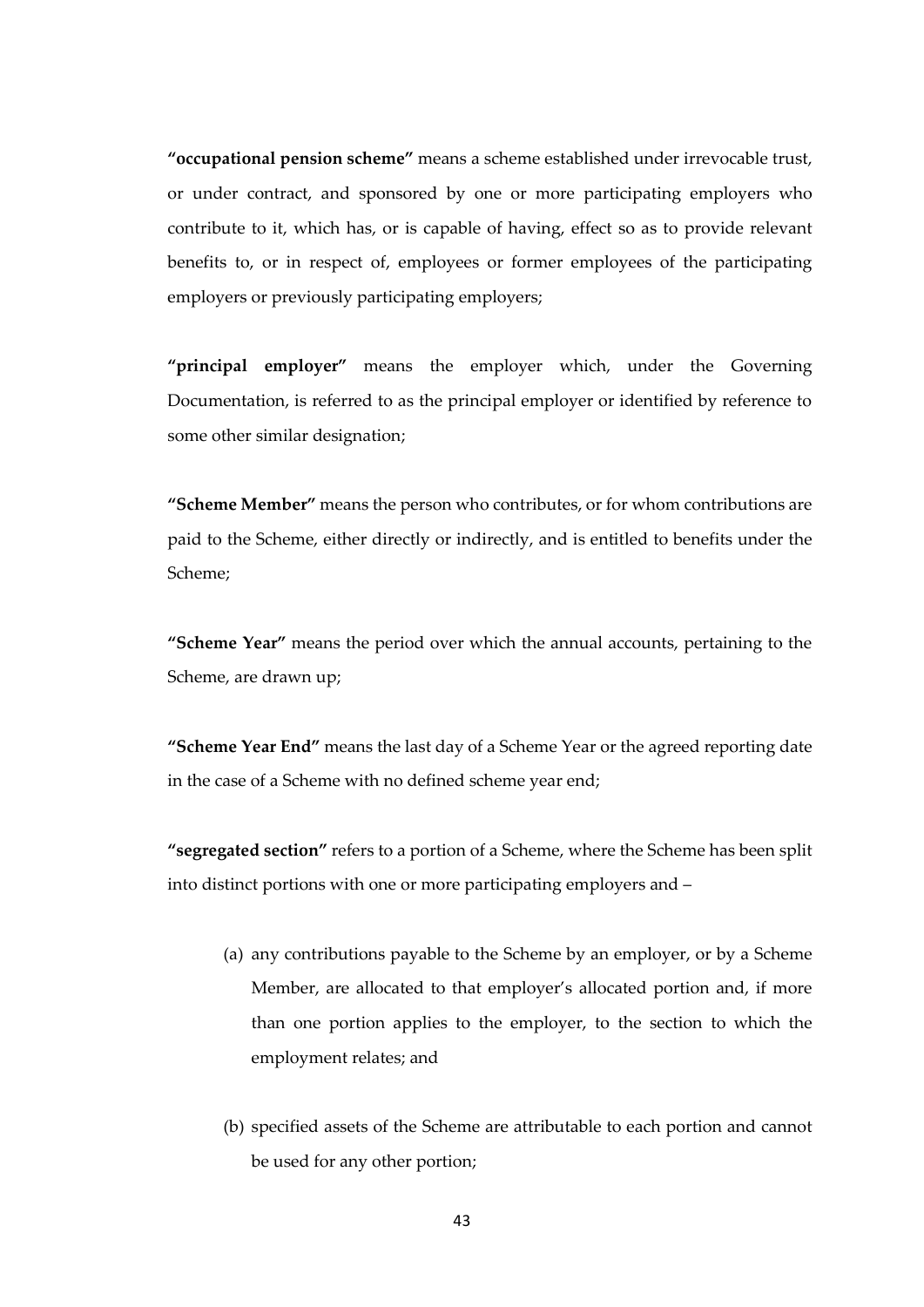**"occupational pension scheme"** means a scheme established under irrevocable trust, or under contract, and sponsored by one or more participating employers who contribute to it, which has, or is capable of having, effect so as to provide relevant benefits to, or in respect of, employees or former employees of the participating employers or previously participating employers;

**"principal employer"** means the employer which, under the Governing Documentation, is referred to as the principal employer or identified by reference to some other similar designation;

**"Scheme Member"** means the person who contributes, or for whom contributions are paid to the Scheme, either directly or indirectly, and is entitled to benefits under the Scheme;

**"Scheme Year"** means the period over which the annual accounts, pertaining to the Scheme, are drawn up;

**"Scheme Year End"** means the last day of a Scheme Year or the agreed reporting date in the case of a Scheme with no defined scheme year end;

**"segregated section"** refers to a portion of a Scheme, where the Scheme has been split into distinct portions with one or more participating employers and –

(a) any contributions payable to the Scheme by an employer, or by a Scheme Member, are allocated to that employer's allocated portion and, if more than one portion applies to the employer, to the section to which the employment relates; and

(b) specified assets of the Scheme are attributable to each portion and cannot be used for any other portion;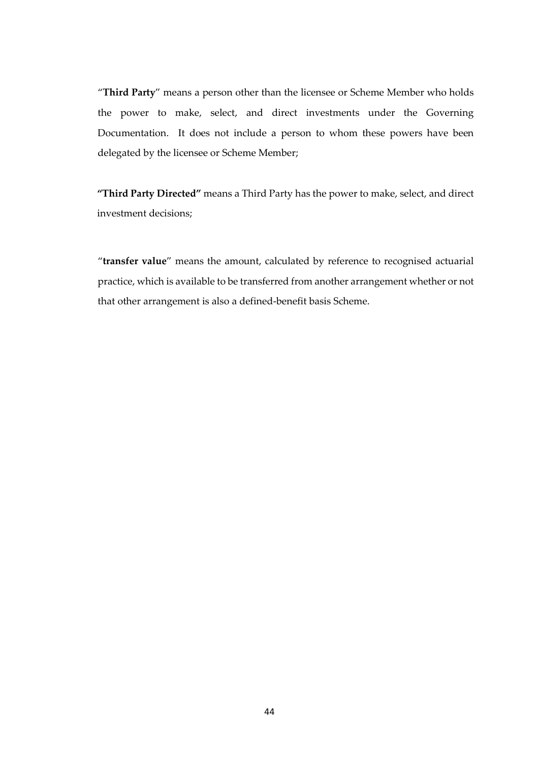"**Third Party**" means a person other than the licensee or Scheme Member who holds the power to make, select, and direct investments under the Governing Documentation. It does not include a person to whom these powers have been delegated by the licensee or Scheme Member;

**"Third Party Directed"** means a Third Party has the power to make, select, and direct investment decisions;

"**transfer value**" means the amount, calculated by reference to recognised actuarial practice, which is available to be transferred from another arrangement whether or not that other arrangement is also a defined-benefit basis Scheme.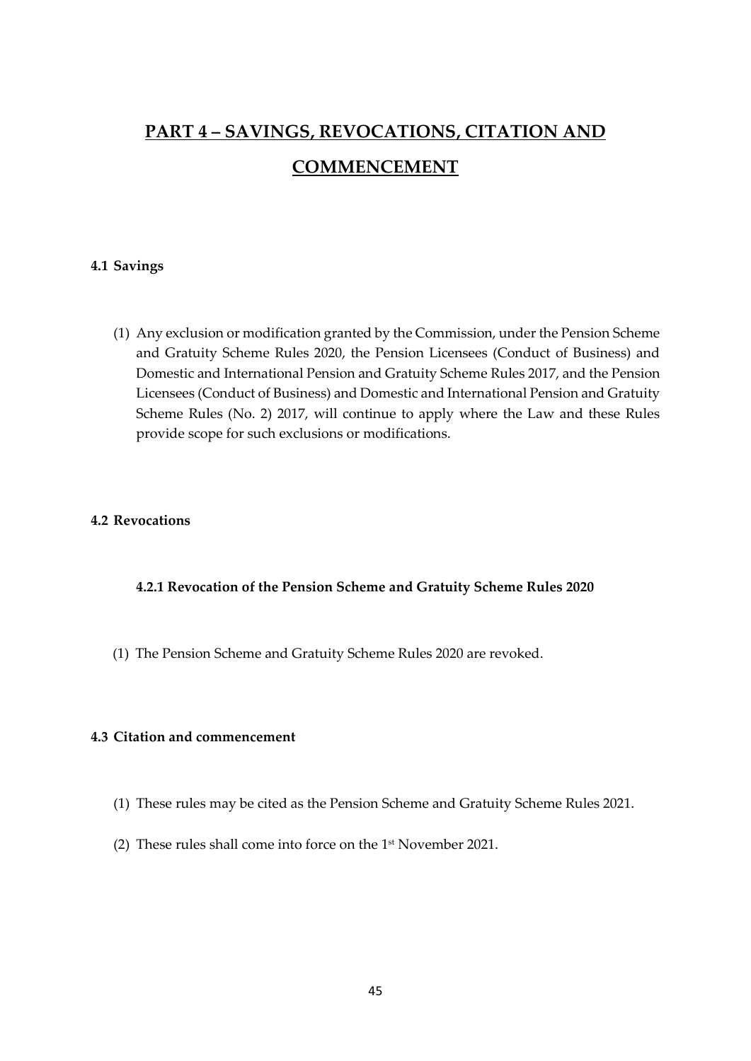# PART 4 – SAVINGS, REVOCATIONS, CITATION AND COMMENCEMENT

## 4.1 Savings

(1) Any exclusion or modification granted by the Commission, under the Pension Scheme and Gratuity Scheme Rules 2020, the Pension Licensees (Conduct of Business) and Domestic and International Pension and Gratuity Scheme Rules 2017, and the Pension Licensees (Conduct of Business) and Domestic and International Pension and Gratuity Scheme Rules (No. 2) 2017, will continue to apply where the Law and these Rules provide scope for such exclusions or modifications.

## 4.2 Revocations

### 4.2.1 Revocation of the Pension Scheme and Gratuity Scheme Rules 2020

(1) The Pension Scheme and Gratuity Scheme Rules 2020 are revoked.

## 4.3 Citation and commencement

(1) These rules may be cited as the Pension Scheme and Gratuity Scheme Rules 2021.

(2) These rules shall come into force on the 1st November 2021.